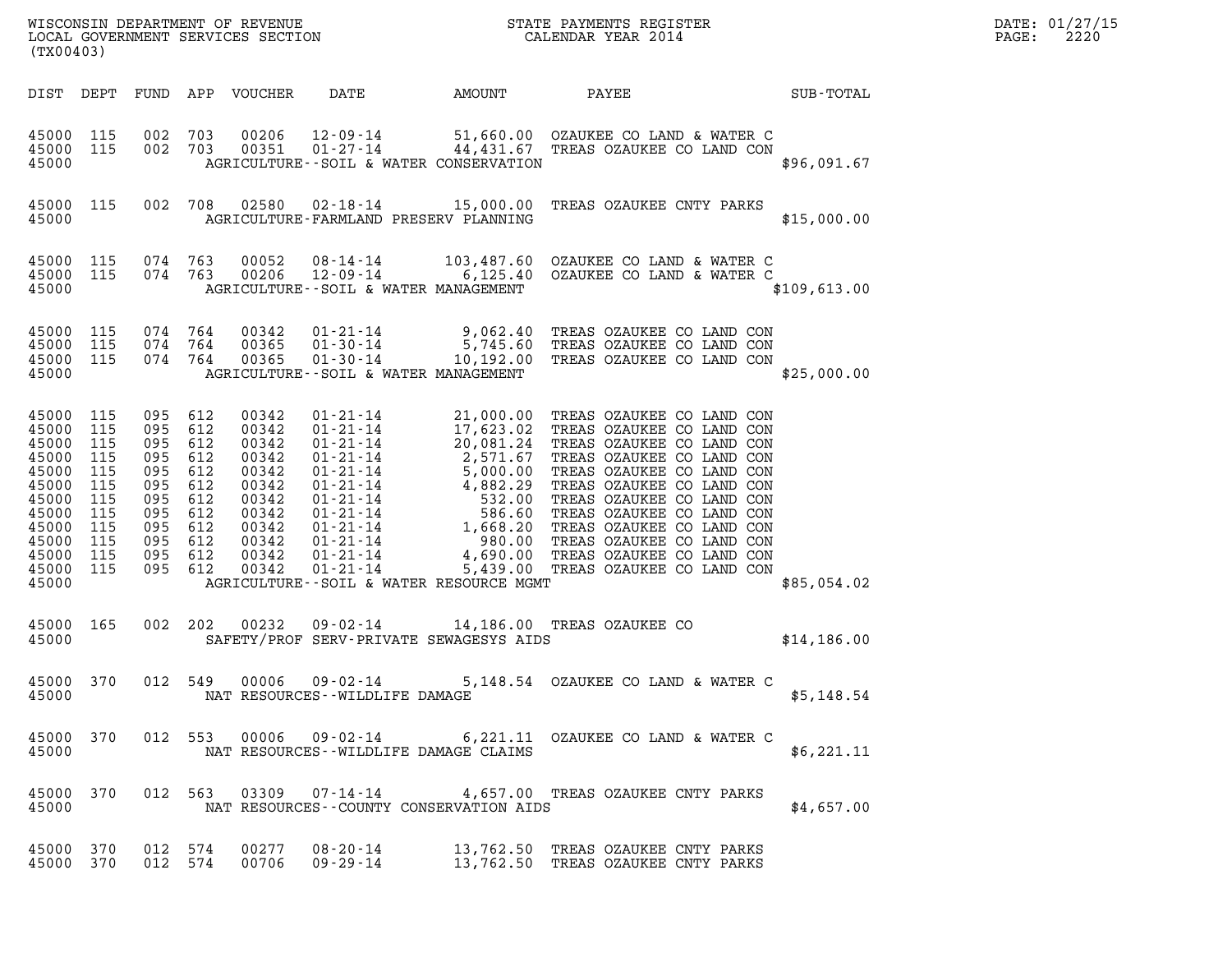WISCONSIN DEPARTMENT OF REVENUE
LOCAL GOVERNMENT SERVICES SECTION
(TX00403)

STATE PAYMENTS REGISTER
CALENDAR YEAR 2014

DATE: 01/27/15

| DIST | DEPT | FUND | APP | VOUCHER | DATE | AMOUNT | PAYEE | SUB-TOTAL |
|---|---|---|---|---|---|---|---|---|
| 45000 | 115 | 002 | 703 | 00206 | 12-09-14 | 51,660.00 | OZAUKEE CO LAND & WATER C | |
| 45000 | 115 | 002 | 703 | 00351 | 01-27-14 | 44,431.67 | TREAS OZAUKEE CO LAND CON | |
| 45000 | | | | | | AGRICULTURE--SOIL & WATER CONSERVATION | | $96,091.67 |
| 45000 | 115 | 002 | 708 | 02580 | 02-18-14 | 15,000.00 | TREAS OZAUKEE CNTY PARKS | |
| 45000 | | | | | | AGRICULTURE-FARMLAND PRESERV PLANNING | | $15,000.00 |
| 45000 | 115 | 074 | 763 | 00052 | 08-14-14 | 103,487.60 | OZAUKEE CO LAND & WATER C | |
| 45000 | 115 | 074 | 763 | 00206 | 12-09-14 | 6,125.40 | OZAUKEE CO LAND & WATER C | |
| 45000 | | | | | | AGRICULTURE--SOIL & WATER MANAGEMENT | | $109,613.00 |
| 45000 | 115 | 074 | 764 | 00342 | 01-21-14 | 9,062.40 | TREAS OZAUKEE CO LAND CON | |
| 45000 | 115 | 074 | 764 | 00365 | 01-30-14 | 5,745.60 | TREAS OZAUKEE CO LAND CON | |
| 45000 | 115 | 074 | 764 | 00365 | 01-30-14 | 10,192.00 | TREAS OZAUKEE CO LAND CON | |
| 45000 | | | | | | AGRICULTURE--SOIL & WATER MANAGEMENT | | $25,000.00 |
| 45000 | 115 | 095 | 612 | 00342 | 01-21-14 | 21,000.00 | TREAS OZAUKEE CO LAND CON | |
| 45000 | 115 | 095 | 612 | 00342 | 01-21-14 | 17,623.02 | TREAS OZAUKEE CO LAND CON | |
| 45000 | 115 | 095 | 612 | 00342 | 01-21-14 | 20,081.24 | TREAS OZAUKEE CO LAND CON | |
| 45000 | 115 | 095 | 612 | 00342 | 01-21-14 | 2,571.67 | TREAS OZAUKEE CO LAND CON | |
| 45000 | 115 | 095 | 612 | 00342 | 01-21-14 | 5,000.00 | TREAS OZAUKEE CO LAND CON | |
| 45000 | 115 | 095 | 612 | 00342 | 01-21-14 | 4,882.29 | TREAS OZAUKEE CO LAND CON | |
| 45000 | 115 | 095 | 612 | 00342 | 01-21-14 | 532.00 | TREAS OZAUKEE CO LAND CON | |
| 45000 | 115 | 095 | 612 | 00342 | 01-21-14 | 586.60 | TREAS OZAUKEE CO LAND CON | |
| 45000 | 115 | 095 | 612 | 00342 | 01-21-14 | 1,668.20 | TREAS OZAUKEE CO LAND CON | |
| 45000 | 115 | 095 | 612 | 00342 | 01-21-14 | 980.00 | TREAS OZAUKEE CO LAND CON | |
| 45000 | 115 | 095 | 612 | 00342 | 01-21-14 | 4,690.00 | TREAS OZAUKEE CO LAND CON | |
| 45000 | 115 | 095 | 612 | 00342 | 01-21-14 | 5,439.00 | TREAS OZAUKEE CO LAND CON | |
| 45000 | | | | | | AGRICULTURE--SOIL & WATER RESOURCE MGMT | | $85,054.02 |
| 45000 | 165 | 002 | 202 | 00232 | 09-02-14 | 14,186.00 | TREAS OZAUKEE CO | |
| 45000 | | | | | | SAFETY/PROF SERV-PRIVATE SEWAGESYS AIDS | | $14,186.00 |
| 45000 | 370 | 012 | 549 | 00006 | 09-02-14 | 5,148.54 | OZAUKEE CO LAND & WATER C | |
| 45000 | | | | | | NAT RESOURCES--WILDLIFE DAMAGE | | $5,148.54 |
| 45000 | 370 | 012 | 553 | 00006 | 09-02-14 | 6,221.11 | OZAUKEE CO LAND & WATER C | |
| 45000 | | | | | | NAT RESOURCES--WILDLIFE DAMAGE CLAIMS | | $6,221.11 |
| 45000 | 370 | 012 | 563 | 03309 | 07-14-14 | 4,657.00 | TREAS OZAUKEE CNTY PARKS | |
| 45000 | | | | | | NAT RESOURCES--COUNTY CONSERVATION AIDS | | $4,657.00 |
| 45000 | 370 | 012 | 574 | 00277 | 08-20-14 | 13,762.50 | TREAS OZAUKEE CNTY PARKS | |
| 45000 | 370 | 012 | 574 | 00706 | 09-29-14 | 13,762.50 | TREAS OZAUKEE CNTY PARKS | |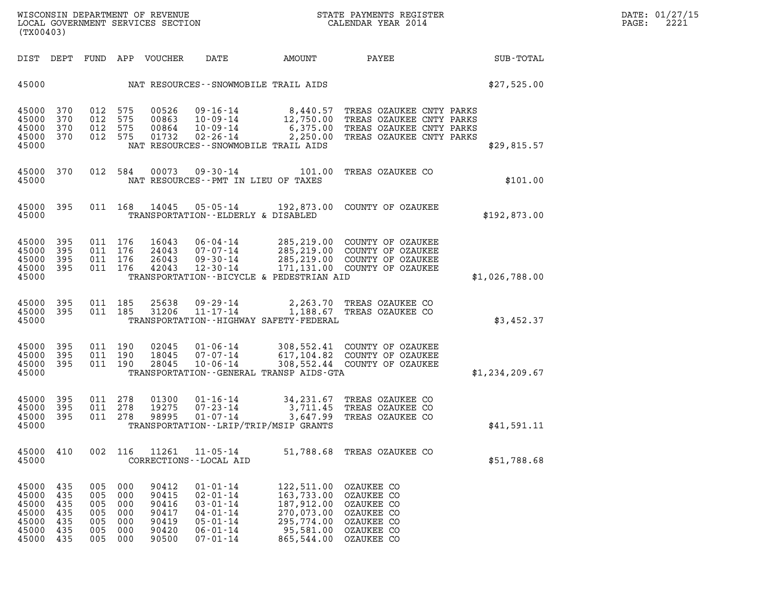| DIST | DEPT | FUND | APP | VOUCHER | DATE | AMOUNT | PAYEE | SUB-TOTAL |
|---|---|---|---|---|---|---|---|---|
| 45000 | | | | | NAT RESOURCES--SNOWMOBILE TRAIL AIDS | | | $27,525.00 |
| 45000 | 370 | 012 | 575 | 00526 | 09-16-14 | 8,440.57 | TREAS OZAUKEE CNTY PARKS | |
| 45000 | 370 | 012 | 575 | 00863 | 10-09-14 | 12,750.00 | TREAS OZAUKEE CNTY PARKS | |
| 45000 | 370 | 012 | 575 | 00864 | 10-09-14 | 6,375.00 | TREAS OZAUKEE CNTY PARKS | |
| 45000 | 370 | 012 | 575 | 01732 | 02-26-14 | 2,250.00 | TREAS OZAUKEE CNTY PARKS | |
| 45000 | | | | | NAT RESOURCES--SNOWMOBILE TRAIL AIDS | | | $29,815.57 |
| 45000 | 370 | 012 | 584 | 00073 | 09-30-14 | 101.00 | TREAS OZAUKEE CO | |
| 45000 | | | | | NAT RESOURCES--PMT IN LIEU OF TAXES | | | $101.00 |
| 45000 | 395 | 011 | 168 | 14045 | 05-05-14 | 192,873.00 | COUNTY OF OZAUKEE | |
| 45000 | | | | | TRANSPORTATION--ELDERLY & DISABLED | | | $192,873.00 |
| 45000 | 395 | 011 | 176 | 16043 | 06-04-14 | 285,219.00 | COUNTY OF OZAUKEE | |
| 45000 | 395 | 011 | 176 | 24043 | 07-07-14 | 285,219.00 | COUNTY OF OZAUKEE | |
| 45000 | 395 | 011 | 176 | 26043 | 09-30-14 | 285,219.00 | COUNTY OF OZAUKEE | |
| 45000 | 395 | 011 | 176 | 42043 | 12-30-14 | 171,131.00 | COUNTY OF OZAUKEE | |
| 45000 | | | | | TRANSPORTATION--BICYCLE & PEDESTRIAN AID | | | $1,026,788.00 |
| 45000 | 395 | 011 | 185 | 25638 | 09-29-14 | 2,263.70 | TREAS OZAUKEE CO | |
| 45000 | 395 | 011 | 185 | 31206 | 11-17-14 | 1,188.67 | TREAS OZAUKEE CO | |
| 45000 | | | | | TRANSPORTATION--HIGHWAY SAFETY-FEDERAL | | | $3,452.37 |
| 45000 | 395 | 011 | 190 | 02045 | 01-06-14 | 308,552.41 | COUNTY OF OZAUKEE | |
| 45000 | 395 | 011 | 190 | 18045 | 07-07-14 | 617,104.82 | COUNTY OF OZAUKEE | |
| 45000 | 395 | 011 | 190 | 28045 | 10-06-14 | 308,552.44 | COUNTY OF OZAUKEE | |
| 45000 | | | | | TRANSPORTATION--GENERAL TRANSP AIDS-GTA | | | $1,234,209.67 |
| 45000 | 395 | 011 | 278 | 01300 | 01-16-14 | 34,231.67 | TREAS OZAUKEE CO | |
| 45000 | 395 | 011 | 278 | 19275 | 07-23-14 | 3,711.45 | TREAS OZAUKEE CO | |
| 45000 | 395 | 011 | 278 | 98995 | 01-07-14 | 3,647.99 | TREAS OZAUKEE CO | |
| 45000 | | | | | TRANSPORTATION--LRIP/TRIP/MSIP GRANTS | | | $41,591.11 |
| 45000 | 410 | 002 | 116 | 11261 | 11-05-14 | 51,788.68 | TREAS OZAUKEE CO | |
| 45000 | | | | | CORRECTIONS--LOCAL AID | | | $51,788.68 |
| 45000 | 435 | 005 | 000 | 90412 | 01-01-14 | 122,511.00 | OZAUKEE CO | |
| 45000 | 435 | 005 | 000 | 90415 | 02-01-14 | 163,733.00 | OZAUKEE CO | |
| 45000 | 435 | 005 | 000 | 90416 | 03-01-14 | 187,912.00 | OZAUKEE CO | |
| 45000 | 435 | 005 | 000 | 90417 | 04-01-14 | 270,073.00 | OZAUKEE CO | |
| 45000 | 435 | 005 | 000 | 90419 | 05-01-14 | 295,774.00 | OZAUKEE CO | |
| 45000 | 435 | 005 | 000 | 90420 | 06-01-14 | 95,581.00 | OZAUKEE CO | |
| 45000 | 435 | 005 | 000 | 90500 | 07-01-14 | 865,544.00 | OZAUKEE CO | |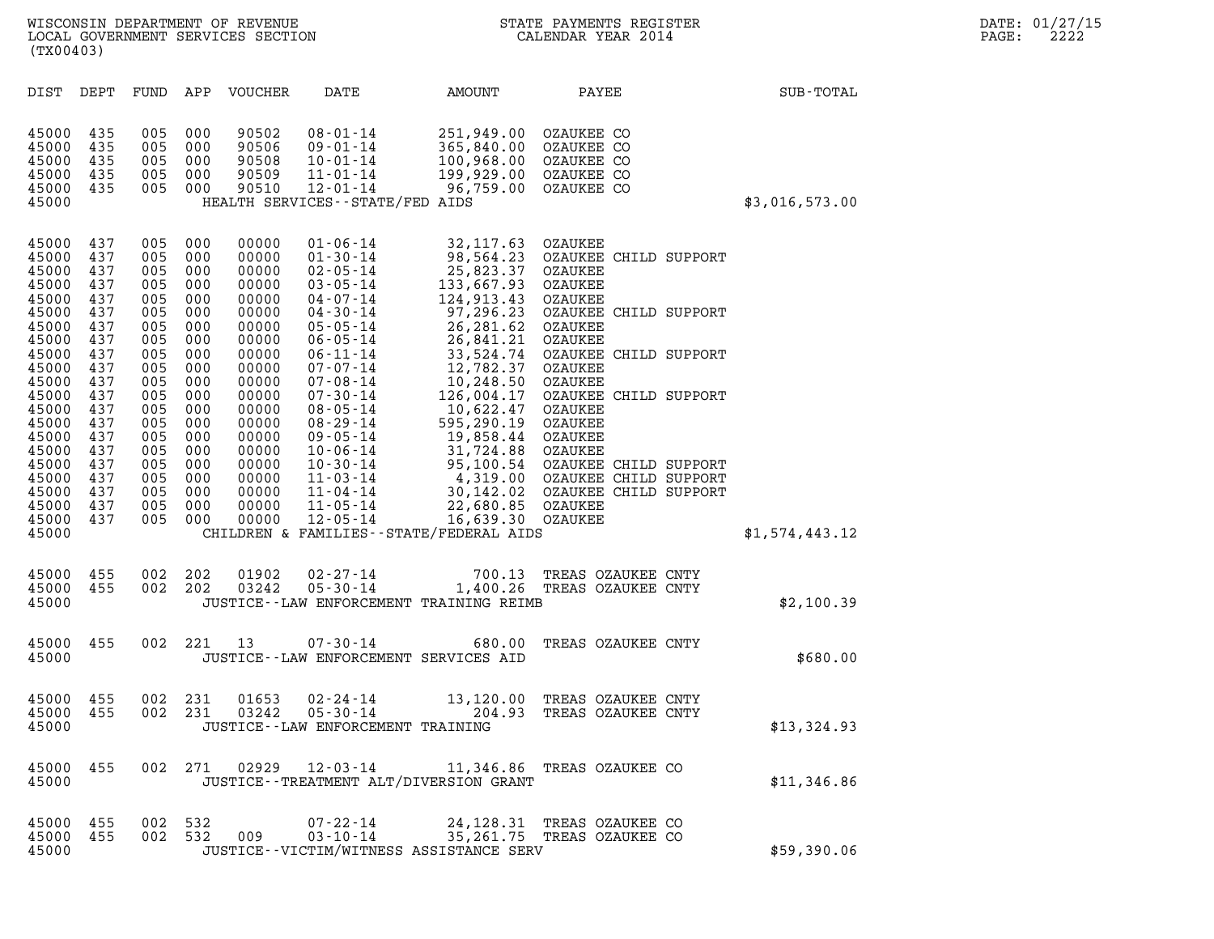WISCONSIN DEPARTMENT OF REVENUE
LOCAL GOVERNMENT SERVICES SECTION
(TX00403)

STATE PAYMENTS REGISTER
CALENDAR YEAR 2014

DATE: 01/27/15

| DIST | DEPT | FUND | APP | VOUCHER | DATE | AMOUNT | PAYEE | SUB-TOTAL |
|---|---|---|---|---|---|---|---|---|
| 45000 | 435 | 005 | 000 | 90502 | 08-01-14 | 251,949.00 | OZAUKEE CO | |
| 45000 | 435 | 005 | 000 | 90506 | 09-01-14 | 365,840.00 | OZAUKEE CO | |
| 45000 | 435 | 005 | 000 | 90508 | 10-01-14 | 100,968.00 | OZAUKEE CO | |
| 45000 | 435 | 005 | 000 | 90509 | 11-01-14 | 199,929.00 | OZAUKEE CO | |
| 45000 | 435 | 005 | 000 | 90510 | 12-01-14 | 96,759.00 | OZAUKEE CO | |
| 45000 | | | | | HEALTH SERVICES--STATE/FED AIDS | | | $3,016,573.00 |
| 45000 | 437 | 005 | 000 | 00000 | 01-06-14 | 32,117.63 | OZAUKEE | |
| 45000 | 437 | 005 | 000 | 00000 | 01-30-14 | 98,564.23 | OZAUKEE CHILD SUPPORT | |
| 45000 | 437 | 005 | 000 | 00000 | 02-05-14 | 25,823.37 | OZAUKEE | |
| 45000 | 437 | 005 | 000 | 00000 | 03-05-14 | 133,667.93 | OZAUKEE | |
| 45000 | 437 | 005 | 000 | 00000 | 04-07-14 | 124,913.43 | OZAUKEE | |
| 45000 | 437 | 005 | 000 | 00000 | 04-30-14 | 97,296.23 | OZAUKEE CHILD SUPPORT | |
| 45000 | 437 | 005 | 000 | 00000 | 05-05-14 | 26,281.62 | OZAUKEE | |
| 45000 | 437 | 005 | 000 | 00000 | 06-05-14 | 26,841.21 | OZAUKEE | |
| 45000 | 437 | 005 | 000 | 00000 | 06-11-14 | 33,524.74 | OZAUKEE CHILD SUPPORT | |
| 45000 | 437 | 005 | 000 | 00000 | 07-07-14 | 12,782.37 | OZAUKEE | |
| 45000 | 437 | 005 | 000 | 00000 | 07-08-14 | 10,248.50 | OZAUKEE | |
| 45000 | 437 | 005 | 000 | 00000 | 07-30-14 | 126,004.17 | OZAUKEE CHILD SUPPORT | |
| 45000 | 437 | 005 | 000 | 00000 | 08-05-14 | 10,622.47 | OZAUKEE | |
| 45000 | 437 | 005 | 000 | 00000 | 08-29-14 | 595,290.19 | OZAUKEE | |
| 45000 | 437 | 005 | 000 | 00000 | 09-05-14 | 19,858.44 | OZAUKEE | |
| 45000 | 437 | 005 | 000 | 00000 | 10-06-14 | 31,724.88 | OZAUKEE | |
| 45000 | 437 | 005 | 000 | 00000 | 10-30-14 | 95,100.54 | OZAUKEE CHILD SUPPORT | |
| 45000 | 437 | 005 | 000 | 00000 | 11-03-14 | 4,319.00 | OZAUKEE CHILD SUPPORT | |
| 45000 | 437 | 005 | 000 | 00000 | 11-04-14 | 30,142.02 | OZAUKEE CHILD SUPPORT | |
| 45000 | 437 | 005 | 000 | 00000 | 11-05-14 | 22,680.85 | OZAUKEE | |
| 45000 | 437 | 005 | 000 | 00000 | 12-05-14 | 16,639.30 | OZAUKEE | |
| 45000 | | | | | CHILDREN & FAMILIES--STATE/FEDERAL AIDS | | | $1,574,443.12 |
| 45000 | 455 | 002 | 202 | 01902 | 02-27-14 | 700.13 | TREAS OZAUKEE CNTY | |
| 45000 | 455 | 002 | 202 | 03242 | 05-30-14 | 1,400.26 | TREAS OZAUKEE CNTY | |
| 45000 | | | | | JUSTICE--LAW ENFORCEMENT TRAINING REIMB | | | $2,100.39 |
| 45000 | 455 | 002 | 221 | 13 | 07-30-14 | 680.00 | TREAS OZAUKEE CNTY | |
| 45000 | | | | | JUSTICE--LAW ENFORCEMENT SERVICES AID | | | $680.00 |
| 45000 | 455 | 002 | 231 | 01653 | 02-24-14 | 13,120.00 | TREAS OZAUKEE CNTY | |
| 45000 | 455 | 002 | 231 | 03242 | 05-30-14 | 204.93 | TREAS OZAUKEE CNTY | |
| 45000 | | | | | JUSTICE--LAW ENFORCEMENT TRAINING | | | $13,324.93 |
| 45000 | 455 | 002 | 271 | 02929 | 12-03-14 | 11,346.86 | TREAS OZAUKEE CO | |
| 45000 | | | | | JUSTICE--TREATMENT ALT/DIVERSION GRANT | | | $11,346.86 |
| 45000 | 455 | 002 | 532 | | 07-22-14 | 24,128.31 | TREAS OZAUKEE CO | |
| 45000 | 455 | 002 | 532 | 009 | 03-10-14 | 35,261.75 | TREAS OZAUKEE CO | |
| 45000 | | | | | JUSTICE--VICTIM/WITNESS ASSISTANCE SERV | | | $59,390.06 |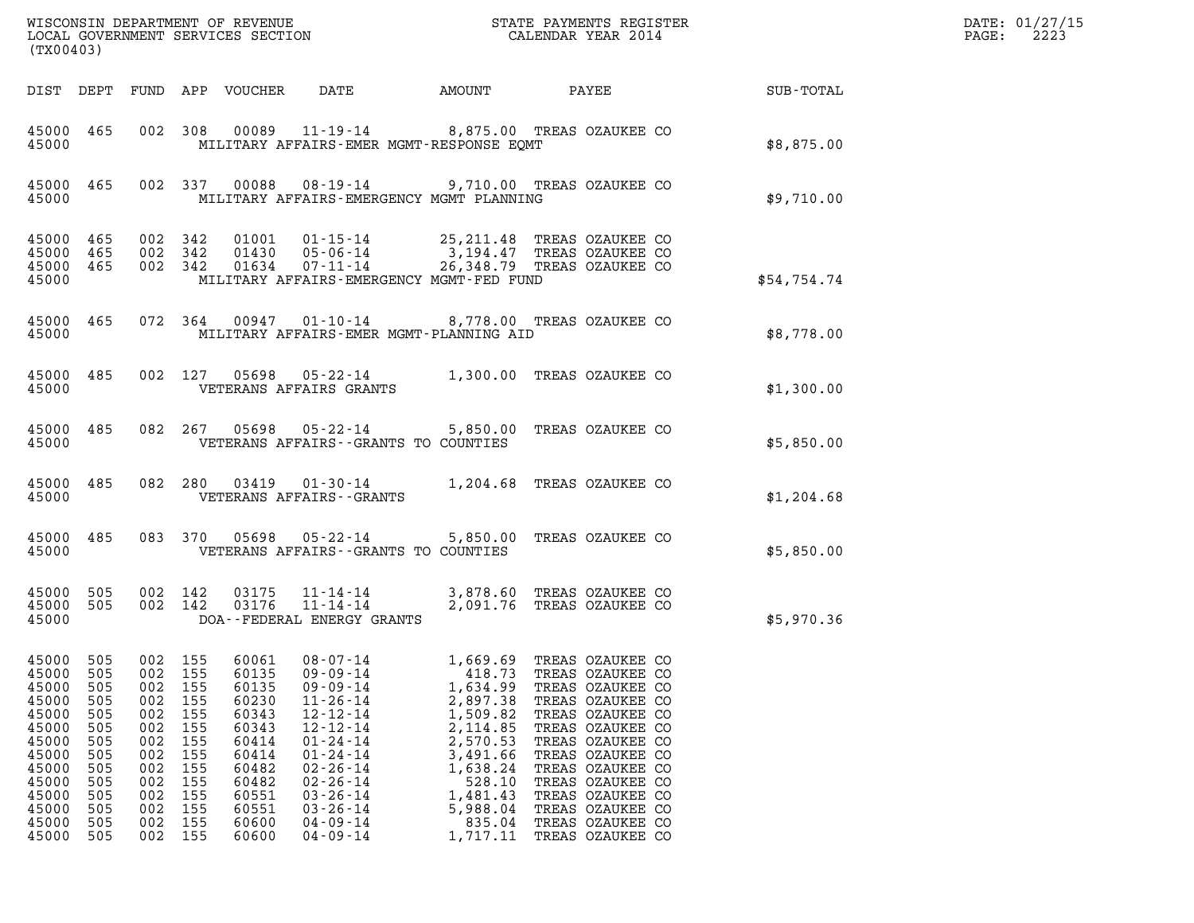WISCONSIN DEPARTMENT OF REVENUE
LOCAL GOVERNMENT SERVICES SECTION
(TX00403)

STATE PAYMENTS REGISTER
CALENDAR YEAR 2014

DATE: 01/27/15
PAGE: 2223

| DIST | DEPT | FUND | APP | VOUCHER | DATE | AMOUNT | PAYEE | SUB-TOTAL |
|---|---|---|---|---|---|---|---|---|
| 45000 | 465 | 002 | 308 | 00089 | 11-19-14 | 8,875.00 | TREAS OZAUKEE CO | |
| 45000 | | | | | MILITARY AFFAIRS-EMER MGMT-RESPONSE EQMT | | | $8,875.00 |
| 45000 | 465 | 002 | 337 | 00088 | 08-19-14 | 9,710.00 | TREAS OZAUKEE CO | |
| 45000 | | | | | MILITARY AFFAIRS-EMERGENCY MGMT PLANNING | | | $9,710.00 |
| 45000 | 465 | 002 | 342 | 01001 | 01-15-14 | 25,211.48 | TREAS OZAUKEE CO | |
| 45000 | 465 | 002 | 342 | 01430 | 05-06-14 | 3,194.47 | TREAS OZAUKEE CO | |
| 45000 | 465 | 002 | 342 | 01634 | 07-11-14 | 26,348.79 | TREAS OZAUKEE CO | |
| 45000 | | | | | MILITARY AFFAIRS-EMERGENCY MGMT-FED FUND | | | $54,754.74 |
| 45000 | 465 | 072 | 364 | 00947 | 01-10-14 | 8,778.00 | TREAS OZAUKEE CO | |
| 45000 | | | | | MILITARY AFFAIRS-EMER MGMT-PLANNING AID | | | $8,778.00 |
| 45000 | 485 | 002 | 127 | 05698 | 05-22-14 | 1,300.00 | TREAS OZAUKEE CO | |
| 45000 | | | | | VETERANS AFFAIRS GRANTS | | | $1,300.00 |
| 45000 | 485 | 082 | 267 | 05698 | 05-22-14 | 5,850.00 | TREAS OZAUKEE CO | |
| 45000 | | | | | VETERANS AFFAIRS--GRANTS TO COUNTIES | | | $5,850.00 |
| 45000 | 485 | 082 | 280 | 03419 | 01-30-14 | 1,204.68 | TREAS OZAUKEE CO | |
| 45000 | | | | | VETERANS AFFAIRS--GRANTS | | | $1,204.68 |
| 45000 | 485 | 083 | 370 | 05698 | 05-22-14 | 5,850.00 | TREAS OZAUKEE CO | |
| 45000 | | | | | VETERANS AFFAIRS--GRANTS TO COUNTIES | | | $5,850.00 |
| 45000 | 505 | 002 | 142 | 03175 | 11-14-14 | 3,878.60 | TREAS OZAUKEE CO | |
| 45000 | 505 | 002 | 142 | 03176 | 11-14-14 | 2,091.76 | TREAS OZAUKEE CO | |
| 45000 | | | | | DOA--FEDERAL ENERGY GRANTS | | | $5,970.36 |
| 45000 | 505 | 002 | 155 | 60061 | 08-07-14 | 1,669.69 | TREAS OZAUKEE CO | |
| 45000 | 505 | 002 | 155 | 60135 | 09-09-14 | 418.73 | TREAS OZAUKEE CO | |
| 45000 | 505 | 002 | 155 | 60135 | 09-09-14 | 1,634.99 | TREAS OZAUKEE CO | |
| 45000 | 505 | 002 | 155 | 60230 | 11-26-14 | 2,897.38 | TREAS OZAUKEE CO | |
| 45000 | 505 | 002 | 155 | 60343 | 12-12-14 | 1,509.82 | TREAS OZAUKEE CO | |
| 45000 | 505 | 002 | 155 | 60343 | 12-12-14 | 2,114.85 | TREAS OZAUKEE CO | |
| 45000 | 505 | 002 | 155 | 60414 | 01-24-14 | 2,570.53 | TREAS OZAUKEE CO | |
| 45000 | 505 | 002 | 155 | 60414 | 01-24-14 | 3,491.66 | TREAS OZAUKEE CO | |
| 45000 | 505 | 002 | 155 | 60482 | 02-26-14 | 1,638.24 | TREAS OZAUKEE CO | |
| 45000 | 505 | 002 | 155 | 60482 | 02-26-14 | 528.10 | TREAS OZAUKEE CO | |
| 45000 | 505 | 002 | 155 | 60551 | 03-26-14 | 1,481.43 | TREAS OZAUKEE CO | |
| 45000 | 505 | 002 | 155 | 60551 | 03-26-14 | 5,988.04 | TREAS OZAUKEE CO | |
| 45000 | 505 | 002 | 155 | 60600 | 04-09-14 | 835.04 | TREAS OZAUKEE CO | |
| 45000 | 505 | 002 | 155 | 60600 | 04-09-14 | 1,717.11 | TREAS OZAUKEE CO | |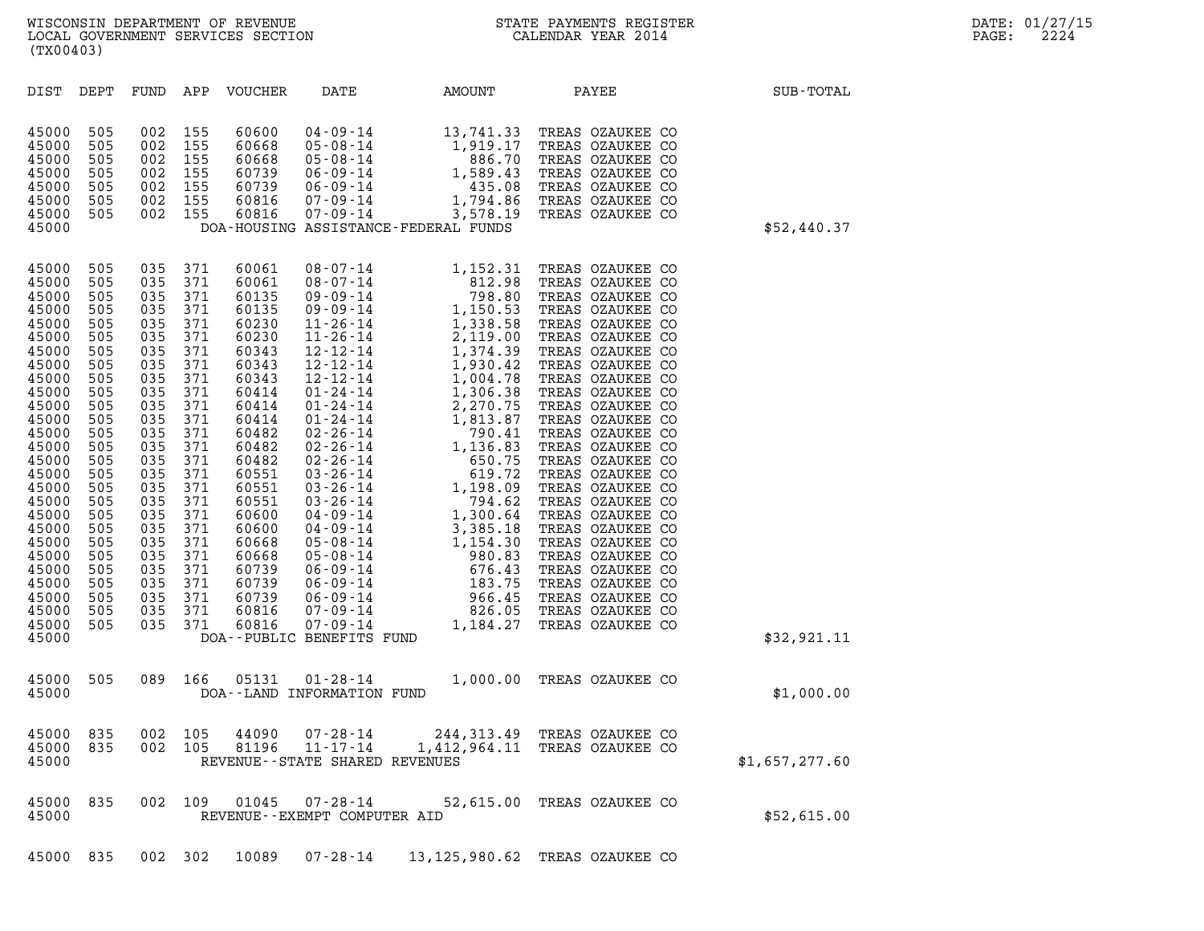WISCONSIN DEPARTMENT OF REVENUE
LOCAL GOVERNMENT SERVICES SECTION
(TX00403)

STATE PAYMENTS REGISTER
CALENDAR YEAR 2014

DATE: 01/27/15

| DIST | DEPT | FUND | APP | VOUCHER | DATE | AMOUNT | PAYEE | SUB-TOTAL |
|---|---|---|---|---|---|---|---|---|
| 45000 | 505 | 002 | 155 | 60600 | 04-09-14 | 13,741.33 | TREAS OZAUKEE CO | |
| 45000 | 505 | 002 | 155 | 60668 | 05-08-14 | 1,919.17 | TREAS OZAUKEE CO | |
| 45000 | 505 | 002 | 155 | 60668 | 05-08-14 | 886.70 | TREAS OZAUKEE CO | |
| 45000 | 505 | 002 | 155 | 60739 | 06-09-14 | 1,589.43 | TREAS OZAUKEE CO | |
| 45000 | 505 | 002 | 155 | 60739 | 06-09-14 | 435.08 | TREAS OZAUKEE CO | |
| 45000 | 505 | 002 | 155 | 60816 | 07-09-14 | 1,794.86 | TREAS OZAUKEE CO | |
| 45000 | 505 | 002 | 155 | 60816 | 07-09-14 | 3,578.19 | TREAS OZAUKEE CO | |
| 45000 | | | | | DOA-HOUSING ASSISTANCE-FEDERAL FUNDS | | | $52,440.37 |
| 45000 | 505 | 035 | 371 | 60061 | 08-07-14 | 1,152.31 | TREAS OZAUKEE CO | |
| 45000 | 505 | 035 | 371 | 60061 | 08-07-14 | 812.98 | TREAS OZAUKEE CO | |
| 45000 | 505 | 035 | 371 | 60135 | 09-09-14 | 798.80 | TREAS OZAUKEE CO | |
| 45000 | 505 | 035 | 371 | 60135 | 09-09-14 | 1,150.53 | TREAS OZAUKEE CO | |
| 45000 | 505 | 035 | 371 | 60230 | 11-26-14 | 1,338.58 | TREAS OZAUKEE CO | |
| 45000 | 505 | 035 | 371 | 60230 | 11-26-14 | 2,119.00 | TREAS OZAUKEE CO | |
| 45000 | 505 | 035 | 371 | 60343 | 12-12-14 | 1,374.39 | TREAS OZAUKEE CO | |
| 45000 | 505 | 035 | 371 | 60343 | 12-12-14 | 1,930.42 | TREAS OZAUKEE CO | |
| 45000 | 505 | 035 | 371 | 60343 | 12-12-14 | 1,004.78 | TREAS OZAUKEE CO | |
| 45000 | 505 | 035 | 371 | 60414 | 01-24-14 | 1,306.38 | TREAS OZAUKEE CO | |
| 45000 | 505 | 035 | 371 | 60414 | 01-24-14 | 2,270.75 | TREAS OZAUKEE CO | |
| 45000 | 505 | 035 | 371 | 60414 | 01-24-14 | 1,813.87 | TREAS OZAUKEE CO | |
| 45000 | 505 | 035 | 371 | 60482 | 02-26-14 | 790.41 | TREAS OZAUKEE CO | |
| 45000 | 505 | 035 | 371 | 60482 | 02-26-14 | 1,136.83 | TREAS OZAUKEE CO | |
| 45000 | 505 | 035 | 371 | 60482 | 02-26-14 | 650.75 | TREAS OZAUKEE CO | |
| 45000 | 505 | 035 | 371 | 60551 | 03-26-14 | 619.72 | TREAS OZAUKEE CO | |
| 45000 | 505 | 035 | 371 | 60551 | 03-26-14 | 1,198.09 | TREAS OZAUKEE CO | |
| 45000 | 505 | 035 | 371 | 60551 | 03-26-14 | 794.62 | TREAS OZAUKEE CO | |
| 45000 | 505 | 035 | 371 | 60600 | 04-09-14 | 1,300.64 | TREAS OZAUKEE CO | |
| 45000 | 505 | 035 | 371 | 60600 | 04-09-14 | 3,385.18 | TREAS OZAUKEE CO | |
| 45000 | 505 | 035 | 371 | 60668 | 05-08-14 | 1,154.30 | TREAS OZAUKEE CO | |
| 45000 | 505 | 035 | 371 | 60668 | 05-08-14 | 980.83 | TREAS OZAUKEE CO | |
| 45000 | 505 | 035 | 371 | 60739 | 06-09-14 | 676.43 | TREAS OZAUKEE CO | |
| 45000 | 505 | 035 | 371 | 60739 | 06-09-14 | 183.75 | TREAS OZAUKEE CO | |
| 45000 | 505 | 035 | 371 | 60739 | 06-09-14 | 966.45 | TREAS OZAUKEE CO | |
| 45000 | 505 | 035 | 371 | 60816 | 07-09-14 | 826.05 | TREAS OZAUKEE CO | |
| 45000 | 505 | 035 | 371 | 60816 | 07-09-14 | 1,184.27 | TREAS OZAUKEE CO | |
| 45000 | | | | | DOA--PUBLIC BENEFITS FUND | | | $32,921.11 |
| 45000 | 505 | 089 | 166 | 05131 | 01-28-14 | 1,000.00 | TREAS OZAUKEE CO | |
| 45000 | | | | | DOA--LAND INFORMATION FUND | | | $1,000.00 |
| 45000 | 835 | 002 | 105 | 44090 | 07-28-14 | 244,313.49 | TREAS OZAUKEE CO | |
| 45000 | 835 | 002 | 105 | 81196 | 11-17-14 | 1,412,964.11 | TREAS OZAUKEE CO | |
| 45000 | | | | | REVENUE--STATE SHARED REVENUES | | | $1,657,277.60 |
| 45000 | 835 | 002 | 109 | 01045 | 07-28-14 | 52,615.00 | TREAS OZAUKEE CO | |
| 45000 | | | | | REVENUE--EXEMPT COMPUTER AID | | | $52,615.00 |
| 45000 | 835 | 002 | 302 | 10089 | 07-28-14 | 13,125,980.62 | TREAS OZAUKEE CO | |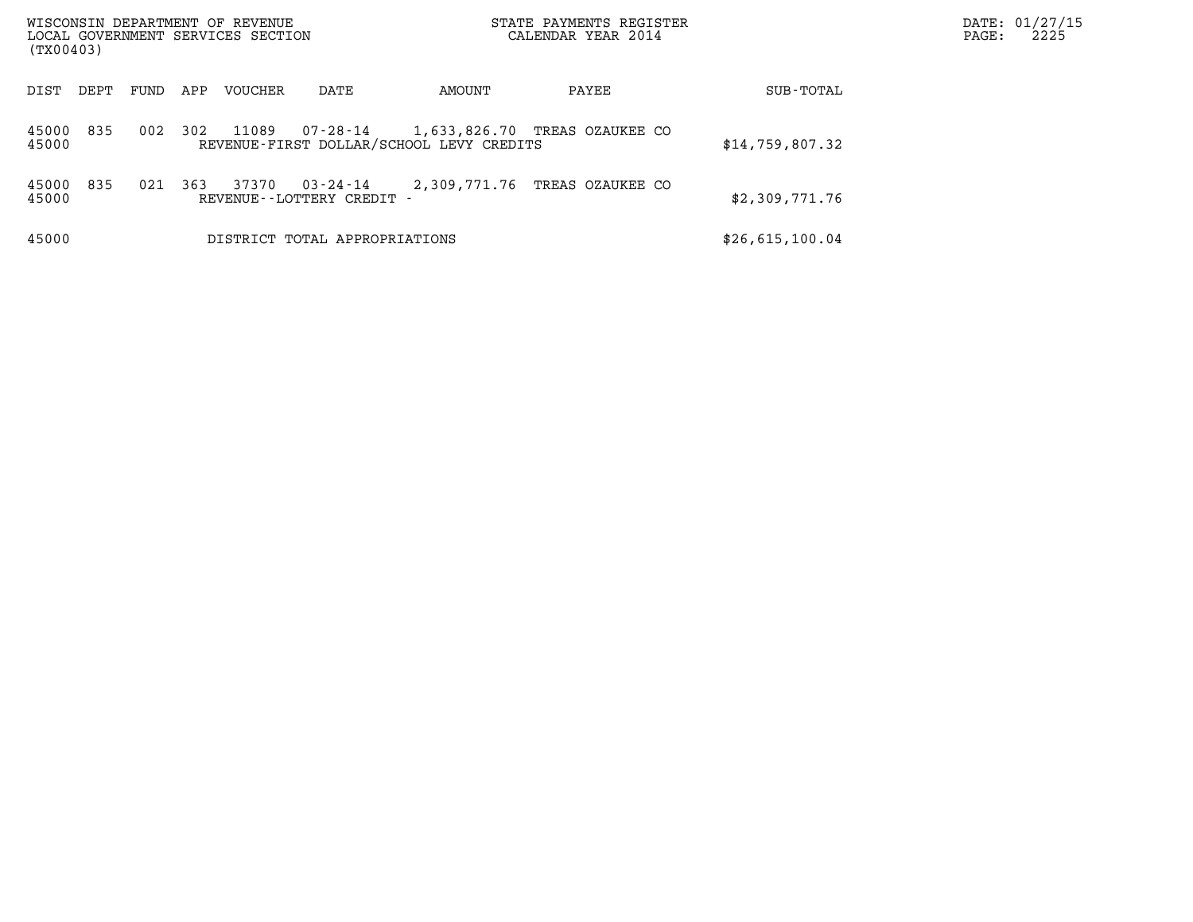WISCONSIN DEPARTMENT OF REVENUE
LOCAL GOVERNMENT SERVICES SECTION
(TX00403)

STATE PAYMENTS REGISTER
CALENDAR YEAR 2014

| DIST | DEPT | FUND | APP | VOUCHER | DATE | AMOUNT | PAYEE | SUB-TOTAL |
|---|---|---|---|---|---|---|---|---|
| 45000 | 835 | 002 | 302 | 11089 | 07-28-14 | 1,633,826.70 | TREAS OZAUKEE CO | |
| 45000 | | | | REVENUE-FIRST DOLLAR/SCHOOL LEVY CREDITS | | | | $14,759,807.32 |
| 45000 | 835 | 021 | 363 | 37370 | 03-24-14 | 2,309,771.76 | TREAS OZAUKEE CO | |
| 45000 | | | | REVENUE--LOTTERY CREDIT - | | | | $2,309,771.76 |
| 45000 | | | | DISTRICT TOTAL APPROPRIATIONS | | | | $26,615,100.04 |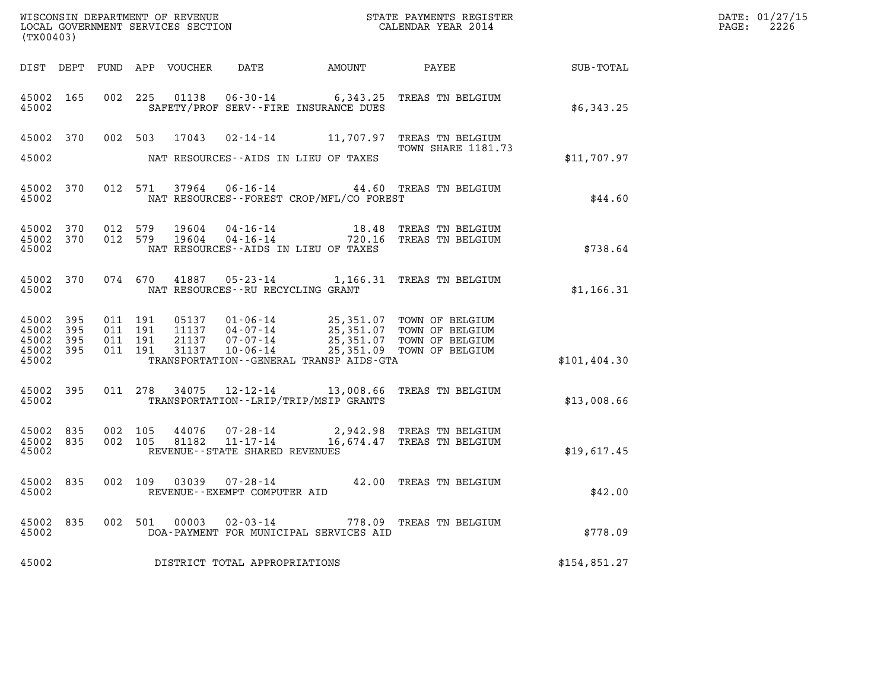WISCONSIN DEPARTMENT OF REVENUE
LOCAL GOVERNMENT SERVICES SECTION
(TX00403)

STATE PAYMENTS REGISTER
CALENDAR YEAR 2014

DATE: 01/27/15
PAGE: 2226

| DIST | DEPT | FUND | APP | VOUCHER | DATE | AMOUNT | PAYEE | SUB-TOTAL |
|---|---|---|---|---|---|---|---|---|
| 45002 | 165 | 002 | 225 | 01138 | 06-30-14 | 6,343.25 | TREAS TN BELGIUM | |
| 45002 | | | | SAFETY/PROF SERV--FIRE INSURANCE DUES | | | | $6,343.25 |
| 45002 | 370 | 002 | 503 | 17043 | 02-14-14 | 11,707.97 | TREAS TN BELGIUM TOWN SHARE 1181.73 | |
| 45002 | | | | NAT RESOURCES--AIDS IN LIEU OF TAXES | | | | $11,707.97 |
| 45002 | 370 | 012 | 571 | 37964 | 06-16-14 | 44.60 | TREAS TN BELGIUM | |
| 45002 | | | | NAT RESOURCES--FOREST CROP/MFL/CO FOREST | | | | $44.60 |
| 45002 | 370 | 012 | 579 | 19604 | 04-16-14 | 18.48 | TREAS TN BELGIUM | |
| 45002 | 370 | 012 | 579 | 19604 | 04-16-14 | 720.16 | TREAS TN BELGIUM | |
| 45002 | | | | NAT RESOURCES--AIDS IN LIEU OF TAXES | | | | $738.64 |
| 45002 | 370 | 074 | 670 | 41887 | 05-23-14 | 1,166.31 | TREAS TN BELGIUM | |
| 45002 | | | | NAT RESOURCES--RU RECYCLING GRANT | | | | $1,166.31 |
| 45002 | 395 | 011 | 191 | 05137 | 01-06-14 | 25,351.07 | TOWN OF BELGIUM | |
| 45002 | 395 | 011 | 191 | 11137 | 04-07-14 | 25,351.07 | TOWN OF BELGIUM | |
| 45002 | 395 | 011 | 191 | 21137 | 07-07-14 | 25,351.07 | TOWN OF BELGIUM | |
| 45002 | 395 | 011 | 191 | 31137 | 10-06-14 | 25,351.09 | TOWN OF BELGIUM | |
| 45002 | | | | TRANSPORTATION--GENERAL TRANSP AIDS-GTA | | | | $101,404.30 |
| 45002 | 395 | 011 | 278 | 34075 | 12-12-14 | 13,008.66 | TREAS TN BELGIUM | |
| 45002 | | | | TRANSPORTATION--LRIP/TRIP/MSIP GRANTS | | | | $13,008.66 |
| 45002 | 835 | 002 | 105 | 44076 | 07-28-14 | 2,942.98 | TREAS TN BELGIUM | |
| 45002 | 835 | 002 | 105 | 81182 | 11-17-14 | 16,674.47 | TREAS TN BELGIUM | |
| 45002 | | | | REVENUE--STATE SHARED REVENUES | | | | $19,617.45 |
| 45002 | 835 | 002 | 109 | 03039 | 07-28-14 | 42.00 | TREAS TN BELGIUM | |
| 45002 | | | | REVENUE--EXEMPT COMPUTER AID | | | | $42.00 |
| 45002 | 835 | 002 | 501 | 00003 | 02-03-14 | 778.09 | TREAS TN BELGIUM | |
| 45002 | | | | DOA-PAYMENT FOR MUNICIPAL SERVICES AID | | | | $778.09 |
| 45002 | | | | DISTRICT TOTAL APPROPRIATIONS | | | | $154,851.27 |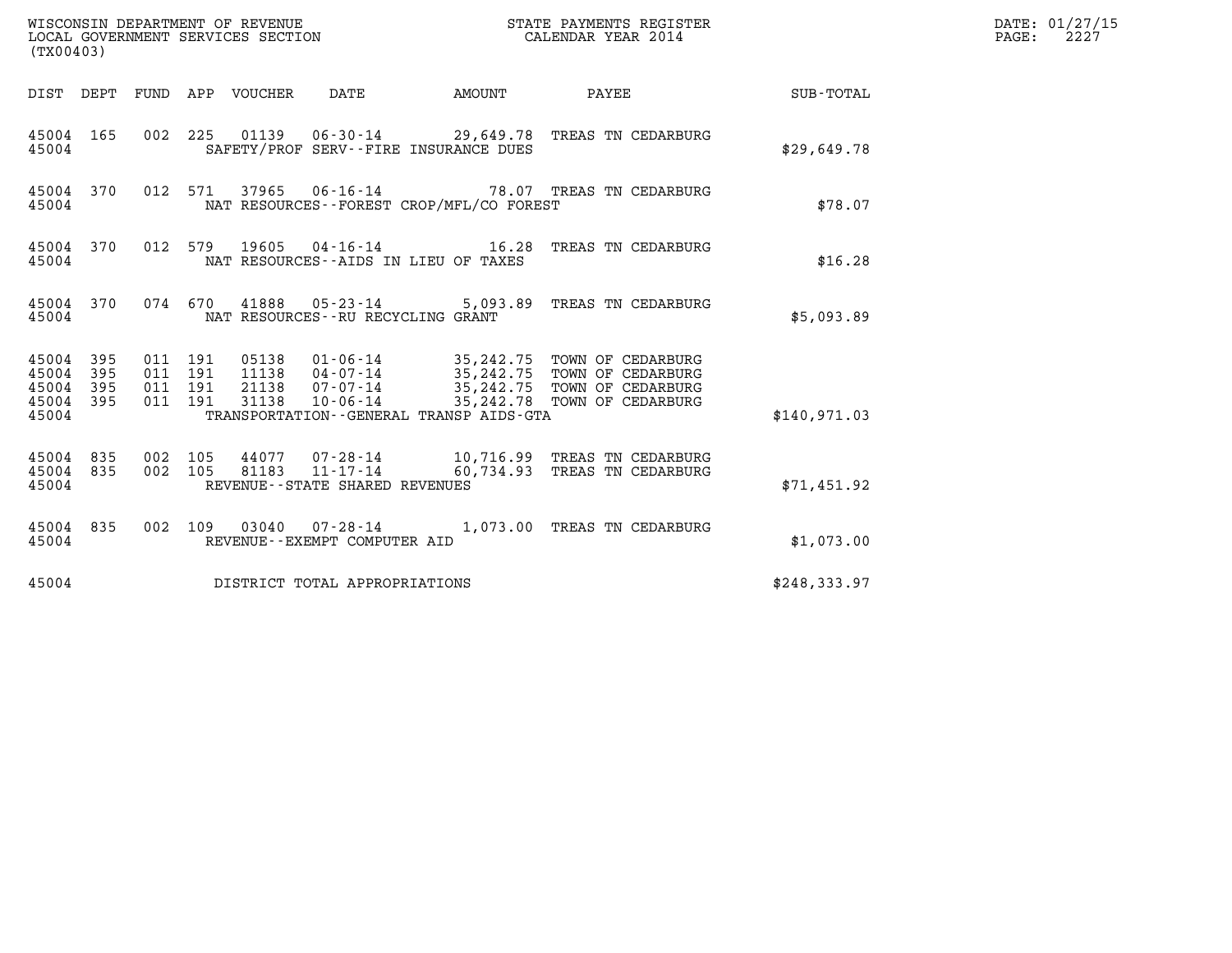WISCONSIN DEPARTMENT OF REVENUE
LOCAL GOVERNMENT SERVICES SECTION
(TX00403)

STATE PAYMENTS REGISTER
CALENDAR YEAR 2014

DATE: 01/27/15
PAGE: 2227

| DIST | DEPT | FUND | APP | VOUCHER | DATE | AMOUNT | PAYEE | SUB-TOTAL |
|---|---|---|---|---|---|---|---|---|
| 45004 | 165 | 002 | 225 | 01139 | 06-30-14 | 29,649.78 | TREAS TN CEDARBURG | |
| 45004 | | | | | SAFETY/PROF SERV--FIRE INSURANCE DUES | | | $29,649.78 |
| 45004 | 370 | 012 | 571 | 37965 | 06-16-14 | 78.07 | TREAS TN CEDARBURG | |
| 45004 | | | | | NAT RESOURCES--FOREST CROP/MFL/CO FOREST | | | $78.07 |
| 45004 | 370 | 012 | 579 | 19605 | 04-16-14 | 16.28 | TREAS TN CEDARBURG | |
| 45004 | | | | | NAT RESOURCES--AIDS IN LIEU OF TAXES | | | $16.28 |
| 45004 | 370 | 074 | 670 | 41888 | 05-23-14 | 5,093.89 | TREAS TN CEDARBURG | |
| 45004 | | | | | NAT RESOURCES--RU RECYCLING GRANT | | | $5,093.89 |
| 45004 | 395 | 011 | 191 | 05138 | 01-06-14 | 35,242.75 | TOWN OF CEDARBURG | |
| 45004 | 395 | 011 | 191 | 11138 | 04-07-14 | 35,242.75 | TOWN OF CEDARBURG | |
| 45004 | 395 | 011 | 191 | 21138 | 07-07-14 | 35,242.75 | TOWN OF CEDARBURG | |
| 45004 | 395 | 011 | 191 | 31138 | 10-06-14 | 35,242.78 | TOWN OF CEDARBURG | |
| 45004 | | | | | TRANSPORTATION--GENERAL TRANSP AIDS-GTA | | | $140,971.03 |
| 45004 | 835 | 002 | 105 | 44077 | 07-28-14 | 10,716.99 | TREAS TN CEDARBURG | |
| 45004 | 835 | 002 | 105 | 81183 | 11-17-14 | 60,734.93 | TREAS TN CEDARBURG | |
| 45004 | | | | | REVENUE--STATE SHARED REVENUES | | | $71,451.92 |
| 45004 | 835 | 002 | 109 | 03040 | 07-28-14 | 1,073.00 | TREAS TN CEDARBURG | |
| 45004 | | | | | REVENUE--EXEMPT COMPUTER AID | | | $1,073.00 |
| 45004 | | | | | DISTRICT TOTAL APPROPRIATIONS | | | $248,333.97 |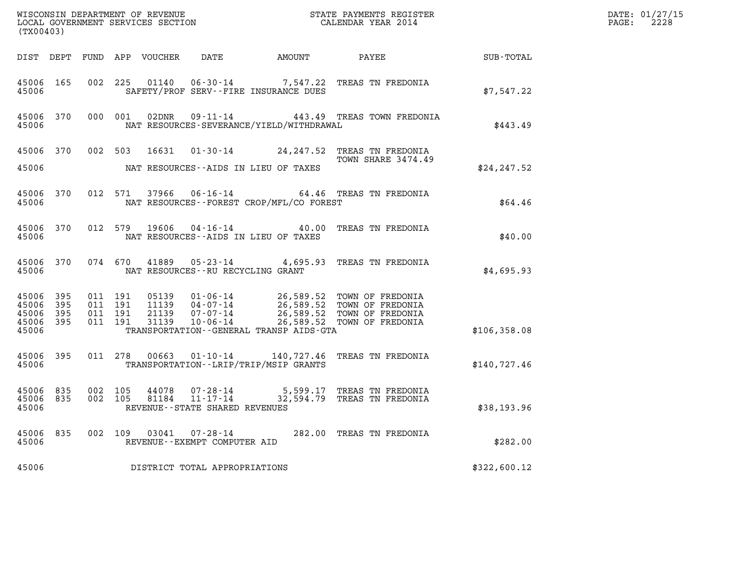WISCONSIN DEPARTMENT OF REVENUE
LOCAL GOVERNMENT SERVICES SECTION
(TX00403)

STATE PAYMENTS REGISTER
CALENDAR YEAR 2014

DATE: 01/27/15
PAGE: 2228

| DIST | DEPT | FUND | APP | VOUCHER | DATE | AMOUNT | PAYEE | SUB-TOTAL |
|---|---|---|---|---|---|---|---|---|
| 45006 | 165 | 002 | 225 | 01140 | 06-30-14 | 7,547.22 | TREAS TN FREDONIA | |
| 45006 | | | | | SAFETY/PROF SERV--FIRE INSURANCE DUES | | | $7,547.22 |
| 45006 | 370 | 000 | 001 | 02DNR | 09-11-14 | 443.49 | TREAS TOWN FREDONIA | |
| 45006 | | | | | NAT RESOURCES-SEVERANCE/YIELD/WITHDRAWAL | | | $443.49 |
| 45006 | 370 | 002 | 503 | 16631 | 01-30-14 | 24,247.52 | TREAS TN FREDONIA TOWN SHARE 3474.49 | |
| 45006 | | | | | NAT RESOURCES--AIDS IN LIEU OF TAXES | | | $24,247.52 |
| 45006 | 370 | 012 | 571 | 37966 | 06-16-14 | 64.46 | TREAS TN FREDONIA | |
| 45006 | | | | | NAT RESOURCES--FOREST CROP/MFL/CO FOREST | | | $64.46 |
| 45006 | 370 | 012 | 579 | 19606 | 04-16-14 | 40.00 | TREAS TN FREDONIA | |
| 45006 | | | | | NAT RESOURCES--AIDS IN LIEU OF TAXES | | | $40.00 |
| 45006 | 370 | 074 | 670 | 41889 | 05-23-14 | 4,695.93 | TREAS TN FREDONIA | |
| 45006 | | | | | NAT RESOURCES--RU RECYCLING GRANT | | | $4,695.93 |
| 45006 | 395 | 011 | 191 | 05139 | 01-06-14 | 26,589.52 | TOWN OF FREDONIA | |
| 45006 | 395 | 011 | 191 | 11139 | 04-07-14 | 26,589.52 | TOWN OF FREDONIA | |
| 45006 | 395 | 011 | 191 | 21139 | 07-07-14 | 26,589.52 | TOWN OF FREDONIA | |
| 45006 | 395 | 011 | 191 | 31139 | 10-06-14 | 26,589.52 | TOWN OF FREDONIA | |
| 45006 | | | | | TRANSPORTATION--GENERAL TRANSP AIDS-GTA | | | $106,358.08 |
| 45006 | 395 | 011 | 278 | 00663 | 01-10-14 | 140,727.46 | TREAS TN FREDONIA | |
| 45006 | | | | | TRANSPORTATION--LRIP/TRIP/MSIP GRANTS | | | $140,727.46 |
| 45006 | 835 | 002 | 105 | 44078 | 07-28-14 | 5,599.17 | TREAS TN FREDONIA | |
| 45006 | 835 | 002 | 105 | 81184 | 11-17-14 | 32,594.79 | TREAS TN FREDONIA | |
| 45006 | | | | | REVENUE--STATE SHARED REVENUES | | | $38,193.96 |
| 45006 | 835 | 002 | 109 | 03041 | 07-28-14 | 282.00 | TREAS TN FREDONIA | |
| 45006 | | | | | REVENUE--EXEMPT COMPUTER AID | | | $282.00 |
| 45006 | | | | | DISTRICT TOTAL APPROPRIATIONS | | | $322,600.12 |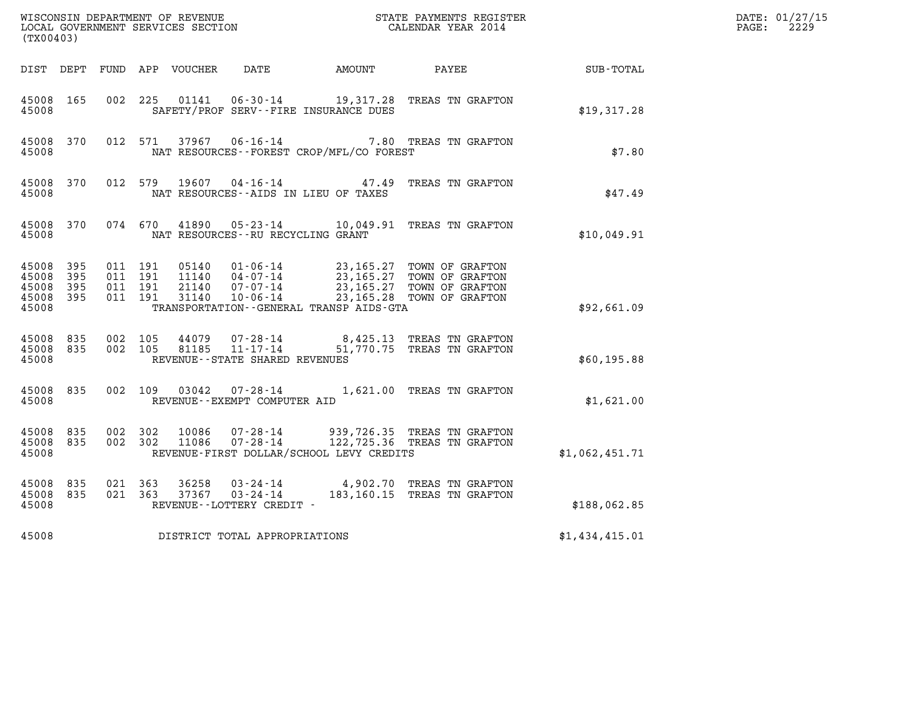WISCONSIN DEPARTMENT OF REVENUE
LOCAL GOVERNMENT SERVICES SECTION
(TX00403)

STATE PAYMENTS REGISTER
CALENDAR YEAR 2014

DATE: 01/27/15
PAGE: 2229

| DIST | DEPT | FUND | APP | VOUCHER | DATE | AMOUNT | PAYEE | SUB-TOTAL |
|---|---|---|---|---|---|---|---|---|
| 45008 | 165 | 002 | 225 | 01141 | 06-30-14 | 19,317.28 | TREAS TN GRAFTON | |
| 45008 | | | | | SAFETY/PROF SERV--FIRE INSURANCE DUES | | | $19,317.28 |
| 45008 | 370 | 012 | 571 | 37967 | 06-16-14 | 7.80 | TREAS TN GRAFTON | |
| 45008 | | | | | NAT RESOURCES--FOREST CROP/MFL/CO FOREST | | | $7.80 |
| 45008 | 370 | 012 | 579 | 19607 | 04-16-14 | 47.49 | TREAS TN GRAFTON | |
| 45008 | | | | | NAT RESOURCES--AIDS IN LIEU OF TAXES | | | $47.49 |
| 45008 | 370 | 074 | 670 | 41890 | 05-23-14 | 10,049.91 | TREAS TN GRAFTON | |
| 45008 | | | | | NAT RESOURCES--RU RECYCLING GRANT | | | $10,049.91 |
| 45008 | 395 | 011 | 191 | 05140 | 01-06-14 | 23,165.27 | TOWN OF GRAFTON | |
| 45008 | 395 | 011 | 191 | 11140 | 04-07-14 | 23,165.27 | TOWN OF GRAFTON | |
| 45008 | 395 | 011 | 191 | 21140 | 07-07-14 | 23,165.27 | TOWN OF GRAFTON | |
| 45008 | 395 | 011 | 191 | 31140 | 10-06-14 | 23,165.28 | TOWN OF GRAFTON | |
| 45008 | | | | | TRANSPORTATION--GENERAL TRANSP AIDS-GTA | | | $92,661.09 |
| 45008 | 835 | 002 | 105 | 44079 | 07-28-14 | 8,425.13 | TREAS TN GRAFTON | |
| 45008 | 835 | 002 | 105 | 81185 | 11-17-14 | 51,770.75 | TREAS TN GRAFTON | |
| 45008 | | | | | REVENUE--STATE SHARED REVENUES | | | $60,195.88 |
| 45008 | 835 | 002 | 109 | 03042 | 07-28-14 | 1,621.00 | TREAS TN GRAFTON | |
| 45008 | | | | | REVENUE--EXEMPT COMPUTER AID | | | $1,621.00 |
| 45008 | 835 | 002 | 302 | 10086 | 07-28-14 | 939,726.35 | TREAS TN GRAFTON | |
| 45008 | 835 | 002 | 302 | 11086 | 07-28-14 | 122,725.36 | TREAS TN GRAFTON | |
| 45008 | | | | | REVENUE-FIRST DOLLAR/SCHOOL LEVY CREDITS | | | $1,062,451.71 |
| 45008 | 835 | 021 | 363 | 36258 | 03-24-14 | 4,902.70 | TREAS TN GRAFTON | |
| 45008 | 835 | 021 | 363 | 37367 | 03-24-14 | 183,160.15 | TREAS TN GRAFTON | |
| 45008 | | | | | REVENUE--LOTTERY CREDIT - | | | $188,062.85 |
| 45008 | | | | | DISTRICT TOTAL APPROPRIATIONS | | | $1,434,415.01 |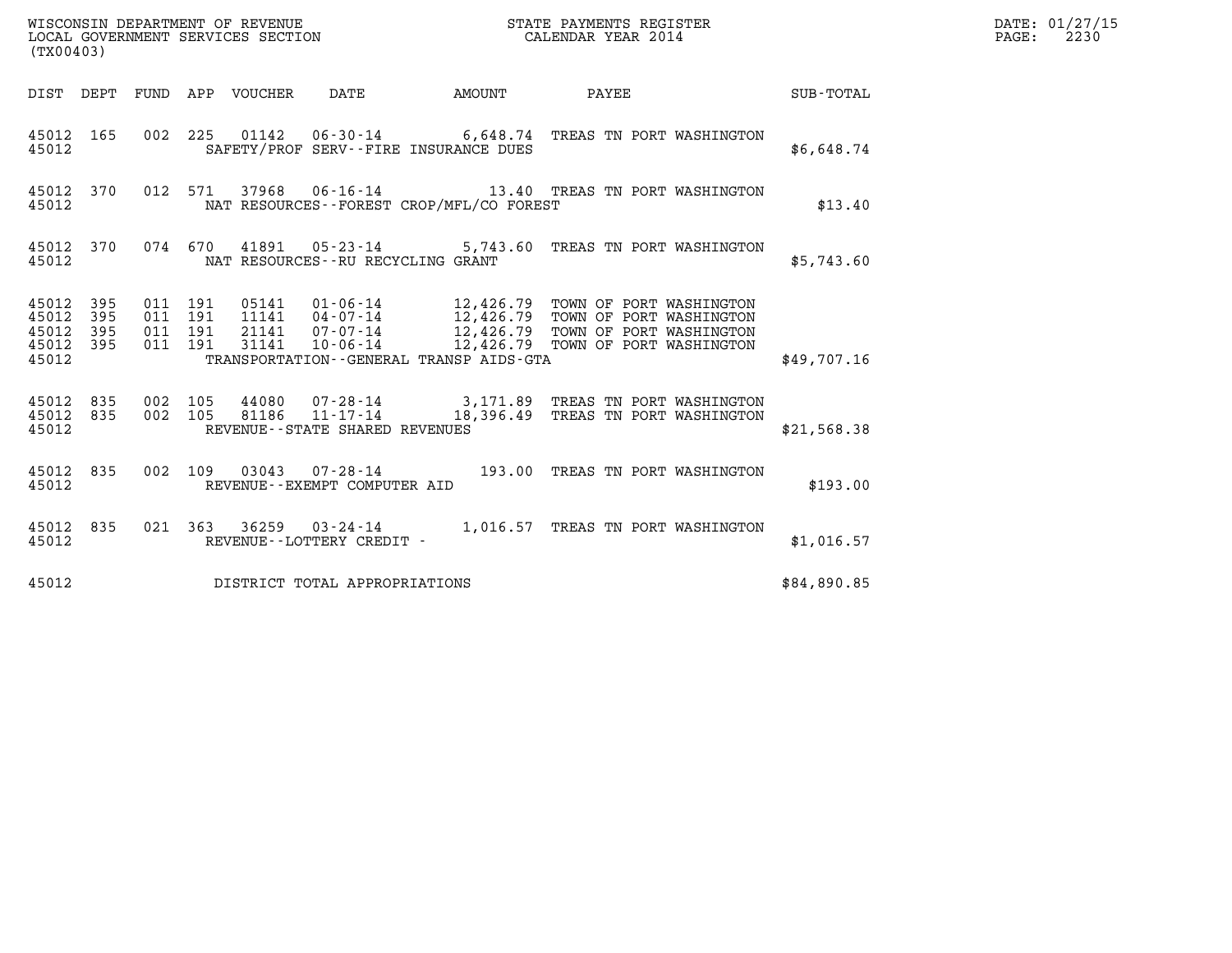WISCONSIN DEPARTMENT OF REVENUE
LOCAL GOVERNMENT SERVICES SECTION
(TX00403)

STATE PAYMENTS REGISTER
CALENDAR YEAR 2014

DATE: 01/27/15
PAGE: 2230

| DIST | DEPT | FUND | APP | VOUCHER | DATE | AMOUNT | PAYEE | SUB-TOTAL |
|---|---|---|---|---|---|---|---|---|
| 45012 | 165 | 002 | 225 | 01142 | 06-30-14 | 6,648.74 | TREAS TN PORT WASHINGTON | |
| 45012 | | | | SAFETY/PROF SERV--FIRE INSURANCE DUES | | | | $6,648.74 |
| 45012 | 370 | 012 | 571 | 37968 | 06-16-14 | 13.40 | TREAS TN PORT WASHINGTON | |
| 45012 | | | | NAT RESOURCES--FOREST CROP/MFL/CO FOREST | | | | $13.40 |
| 45012 | 370 | 074 | 670 | 41891 | 05-23-14 | 5,743.60 | TREAS TN PORT WASHINGTON | |
| 45012 | | | | NAT RESOURCES--RU RECYCLING GRANT | | | | $5,743.60 |
| 45012 | 395 | 011 | 191 | 05141 | 01-06-14 | 12,426.79 | TOWN OF PORT WASHINGTON | |
| 45012 | 395 | 011 | 191 | 11141 | 04-07-14 | 12,426.79 | TOWN OF PORT WASHINGTON | |
| 45012 | 395 | 011 | 191 | 21141 | 07-07-14 | 12,426.79 | TOWN OF PORT WASHINGTON | |
| 45012 | 395 | 011 | 191 | 31141 | 10-06-14 | 12,426.79 | TOWN OF PORT WASHINGTON | |
| 45012 | | | | TRANSPORTATION--GENERAL TRANSP AIDS-GTA | | | | $49,707.16 |
| 45012 | 835 | 002 | 105 | 44080 | 07-28-14 | 3,171.89 | TREAS TN PORT WASHINGTON | |
| 45012 | 835 | 002 | 105 | 81186 | 11-17-14 | 18,396.49 | TREAS TN PORT WASHINGTON | |
| 45012 | | | | REVENUE--STATE SHARED REVENUES | | | | $21,568.38 |
| 45012 | 835 | 002 | 109 | 03043 | 07-28-14 | 193.00 | TREAS TN PORT WASHINGTON | |
| 45012 | | | | REVENUE--EXEMPT COMPUTER AID | | | | $193.00 |
| 45012 | 835 | 021 | 363 | 36259 | 03-24-14 | 1,016.57 | TREAS TN PORT WASHINGTON | |
| 45012 | | | | REVENUE--LOTTERY CREDIT - | | | | $1,016.57 |
| 45012 | | | | DISTRICT TOTAL APPROPRIATIONS | | | | $84,890.85 |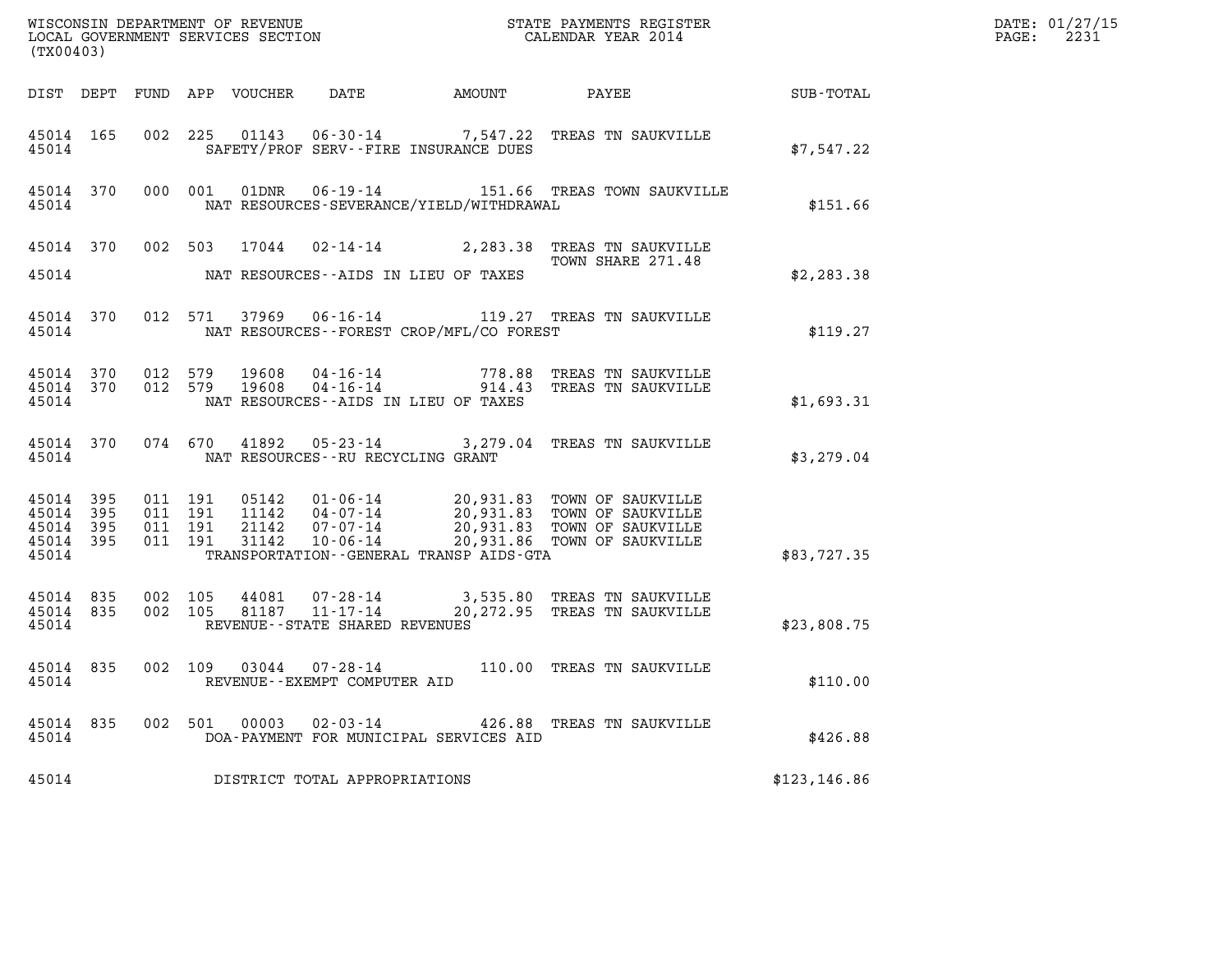WISCONSIN DEPARTMENT OF REVENUE
LOCAL GOVERNMENT SERVICES SECTION
(TX00403)

STATE PAYMENTS REGISTER
CALENDAR YEAR 2014

DATE: 01/27/15
PAGE: 2231

| DIST | DEPT | FUND | APP | VOUCHER | DATE | AMOUNT | PAYEE | SUB-TOTAL |
|---|---|---|---|---|---|---|---|---|
| 45014 | 165 | 002 | 225 | 01143 | 06-30-14 | 7,547.22 | TREAS TN SAUKVILLE | |
| 45014 | | | | | SAFETY/PROF SERV--FIRE INSURANCE DUES | | | $7,547.22 |
| 45014 | 370 | 000 | 001 | 01DNR | 06-19-14 | 151.66 | TREAS TOWN SAUKVILLE | |
| 45014 | | | | | NAT RESOURCES-SEVERANCE/YIELD/WITHDRAWAL | | | $151.66 |
| 45014 | 370 | 002 | 503 | 17044 | 02-14-14 | 2,283.38 | TREAS TN SAUKVILLE TOWN SHARE 271.48 | |
| 45014 | | | | | NAT RESOURCES--AIDS IN LIEU OF TAXES | | | $2,283.38 |
| 45014 | 370 | 012 | 571 | 37969 | 06-16-14 | 119.27 | TREAS TN SAUKVILLE | |
| 45014 | | | | | NAT RESOURCES--FOREST CROP/MFL/CO FOREST | | | $119.27 |
| 45014 | 370 | 012 | 579 | 19608 | 04-16-14 | 778.88 | TREAS TN SAUKVILLE | |
| 45014 | 370 | 012 | 579 | 19608 | 04-16-14 | 914.43 | TREAS TN SAUKVILLE | |
| 45014 | | | | | NAT RESOURCES--AIDS IN LIEU OF TAXES | | | $1,693.31 |
| 45014 | 370 | 074 | 670 | 41892 | 05-23-14 | 3,279.04 | TREAS TN SAUKVILLE | |
| 45014 | | | | | NAT RESOURCES--RU RECYCLING GRANT | | | $3,279.04 |
| 45014 | 395 | 011 | 191 | 05142 | 01-06-14 | 20,931.83 | TOWN OF SAUKVILLE | |
| 45014 | 395 | 011 | 191 | 11142 | 04-07-14 | 20,931.83 | TOWN OF SAUKVILLE | |
| 45014 | 395 | 011 | 191 | 21142 | 07-07-14 | 20,931.83 | TOWN OF SAUKVILLE | |
| 45014 | 395 | 011 | 191 | 31142 | 10-06-14 | 20,931.86 | TOWN OF SAUKVILLE | |
| 45014 | | | | | TRANSPORTATION--GENERAL TRANSP AIDS-GTA | | | $83,727.35 |
| 45014 | 835 | 002 | 105 | 44081 | 07-28-14 | 3,535.80 | TREAS TN SAUKVILLE | |
| 45014 | 835 | 002 | 105 | 81187 | 11-17-14 | 20,272.95 | TREAS TN SAUKVILLE | |
| 45014 | | | | | REVENUE--STATE SHARED REVENUES | | | $23,808.75 |
| 45014 | 835 | 002 | 109 | 03044 | 07-28-14 | 110.00 | TREAS TN SAUKVILLE | |
| 45014 | | | | | REVENUE--EXEMPT COMPUTER AID | | | $110.00 |
| 45014 | 835 | 002 | 501 | 00003 | 02-03-14 | 426.88 | TREAS TN SAUKVILLE | |
| 45014 | | | | | DOA-PAYMENT FOR MUNICIPAL SERVICES AID | | | $426.88 |
| 45014 | | | | | DISTRICT TOTAL APPROPRIATIONS | | | $123,146.86 |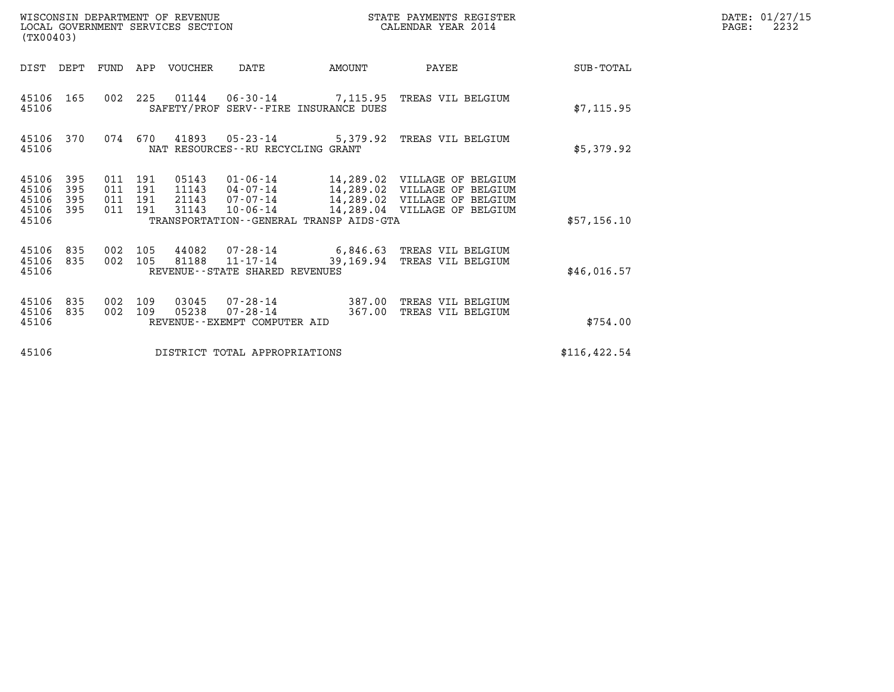WISCONSIN DEPARTMENT OF REVENUE
LOCAL GOVERNMENT SERVICES SECTION
(TX00403)

STATE PAYMENTS REGISTER
CALENDAR YEAR 2014

DATE: 01/27/15
PAGE: 2232

| DIST | DEPT | FUND | APP | VOUCHER | DATE | AMOUNT | PAYEE | SUB-TOTAL |
|---|---|---|---|---|---|---|---|---|
| 45106 | 165 | 002 | 225 | 01144 | 06-30-14 | 7,115.95 | TREAS VIL BELGIUM | |
| 45106 | | | | SAFETY/PROF SERV--FIRE INSURANCE DUES | | | | $7,115.95 |
| 45106 | 370 | 074 | 670 | 41893 | 05-23-14 | 5,379.92 | TREAS VIL BELGIUM | |
| 45106 | | | | NAT RESOURCES--RU RECYCLING GRANT | | | | $5,379.92 |
| 45106 | 395 | 011 | 191 | 05143 | 01-06-14 | 14,289.02 | VILLAGE OF BELGIUM | |
| 45106 | 395 | 011 | 191 | 11143 | 04-07-14 | 14,289.02 | VILLAGE OF BELGIUM | |
| 45106 | 395 | 011 | 191 | 21143 | 07-07-14 | 14,289.02 | VILLAGE OF BELGIUM | |
| 45106 | 395 | 011 | 191 | 31143 | 10-06-14 | 14,289.04 | VILLAGE OF BELGIUM | |
| 45106 | | | | TRANSPORTATION--GENERAL TRANSP AIDS-GTA | | | | $57,156.10 |
| 45106 | 835 | 002 | 105 | 44082 | 07-28-14 | 6,846.63 | TREAS VIL BELGIUM | |
| 45106 | 835 | 002 | 105 | 81188 | 11-17-14 | 39,169.94 | TREAS VIL BELGIUM | |
| 45106 | | | | REVENUE--STATE SHARED REVENUES | | | | $46,016.57 |
| 45106 | 835 | 002 | 109 | 03045 | 07-28-14 | 387.00 | TREAS VIL BELGIUM | |
| 45106 | 835 | 002 | 109 | 05238 | 07-28-14 | 367.00 | TREAS VIL BELGIUM | |
| 45106 | | | | REVENUE--EXEMPT COMPUTER AID | | | | $754.00 |
| 45106 | | | | DISTRICT TOTAL APPROPRIATIONS | | | | $116,422.54 |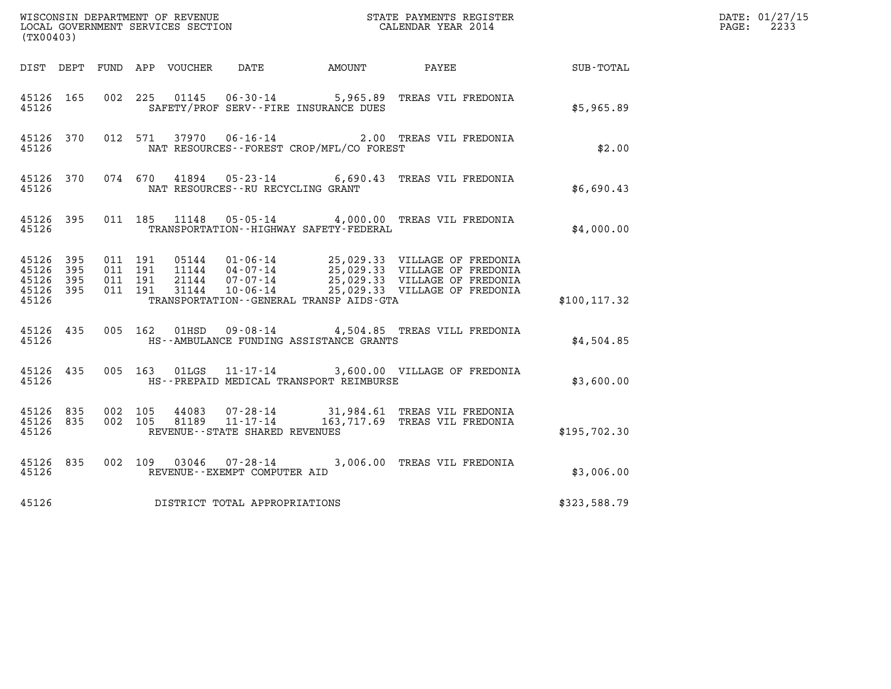WISCONSIN DEPARTMENT OF REVENUE
LOCAL GOVERNMENT SERVICES SECTION
(TX00403)

STATE PAYMENTS REGISTER
CALENDAR YEAR 2014

DATE: 01/27/15
PAGE: 2233

| DIST | DEPT | FUND | APP | VOUCHER | DATE | AMOUNT | PAYEE | SUB-TOTAL |
|---|---|---|---|---|---|---|---|---|
| 45126 | 165 | 002 | 225 | 01145 | 06-30-14 | 5,965.89 | TREAS VIL FREDONIA | |
| 45126 | | | | SAFETY/PROF SERV--FIRE INSURANCE DUES | | | | $5,965.89 |
| 45126 | 370 | 012 | 571 | 37970 | 06-16-14 | 2.00 | TREAS VIL FREDONIA | |
| 45126 | | | | NAT RESOURCES--FOREST CROP/MFL/CO FOREST | | | | $2.00 |
| 45126 | 370 | 074 | 670 | 41894 | 05-23-14 | 6,690.43 | TREAS VIL FREDONIA | |
| 45126 | | | | NAT RESOURCES--RU RECYCLING GRANT | | | | $6,690.43 |
| 45126 | 395 | 011 | 185 | 11148 | 05-05-14 | 4,000.00 | TREAS VIL FREDONIA | |
| 45126 | | | | TRANSPORTATION--HIGHWAY SAFETY-FEDERAL | | | | $4,000.00 |
| 45126 | 395 | 011 | 191 | 05144 | 01-06-14 | 25,029.33 | VILLAGE OF FREDONIA | |
| 45126 | 395 | 011 | 191 | 11144 | 04-07-14 | 25,029.33 | VILLAGE OF FREDONIA | |
| 45126 | 395 | 011 | 191 | 21144 | 07-07-14 | 25,029.33 | VILLAGE OF FREDONIA | |
| 45126 | 395 | 011 | 191 | 31144 | 10-06-14 | 25,029.33 | VILLAGE OF FREDONIA | |
| 45126 | | | | TRANSPORTATION--GENERAL TRANSP AIDS-GTA | | | | $100,117.32 |
| 45126 | 435 | 005 | 162 | 01HSD | 09-08-14 | 4,504.85 | TREAS VILL FREDONIA | |
| 45126 | | | | HS--AMBULANCE FUNDING ASSISTANCE GRANTS | | | | $4,504.85 |
| 45126 | 435 | 005 | 163 | 01LGS | 11-17-14 | 3,600.00 | VILLAGE OF FREDONIA | |
| 45126 | | | | HS--PREPAID MEDICAL TRANSPORT REIMBURSE | | | | $3,600.00 |
| 45126 | 835 | 002 | 105 | 44083 | 07-28-14 | 31,984.61 | TREAS VIL FREDONIA | |
| 45126 | 835 | 002 | 105 | 81189 | 11-17-14 | 163,717.69 | TREAS VIL FREDONIA | |
| 45126 | | | | REVENUE--STATE SHARED REVENUES | | | | $195,702.30 |
| 45126 | 835 | 002 | 109 | 03046 | 07-28-14 | 3,006.00 | TREAS VIL FREDONIA | |
| 45126 | | | | REVENUE--EXEMPT COMPUTER AID | | | | $3,006.00 |
| 45126 | | | | DISTRICT TOTAL APPROPRIATIONS | | | | $323,588.79 |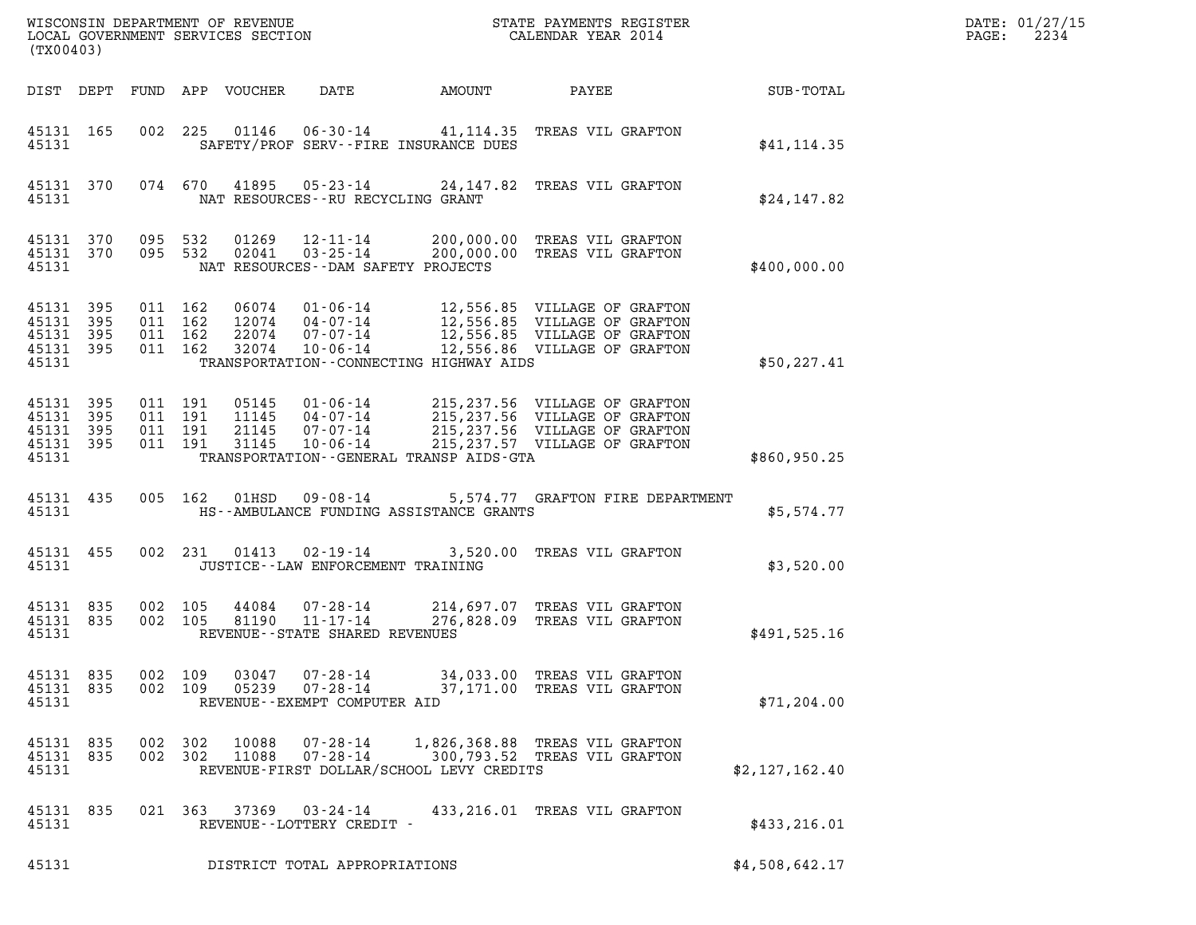WISCONSIN DEPARTMENT OF REVENUE
LOCAL GOVERNMENT SERVICES SECTION
(TX00403)

STATE PAYMENTS REGISTER
CALENDAR YEAR 2014

DATE: 01/27/15

| DIST | DEPT | FUND | APP | VOUCHER | DATE | AMOUNT | PAYEE | SUB-TOTAL |
|---|---|---|---|---|---|---|---|---|
| 45131 | 165 | 002 | 225 | 01146 | 06-30-14 | 41,114.35 | TREAS VIL GRAFTON | |
| 45131 | | | | | SAFETY/PROF SERV--FIRE INSURANCE DUES | | | $41,114.35 |
| 45131 | 370 | 074 | 670 | 41895 | 05-23-14 | 24,147.82 | TREAS VIL GRAFTON | |
| 45131 | | | | | NAT RESOURCES--RU RECYCLING GRANT | | | $24,147.82 |
| 45131 | 370 | 095 | 532 | 01269 | 12-11-14 | 200,000.00 | TREAS VIL GRAFTON | |
| 45131 | 370 | 095 | 532 | 02041 | 03-25-14 | 200,000.00 | TREAS VIL GRAFTON | |
| 45131 | | | | | NAT RESOURCES--DAM SAFETY PROJECTS | | | $400,000.00 |
| 45131 | 395 | 011 | 162 | 06074 | 01-06-14 | 12,556.85 | VILLAGE OF GRAFTON | |
| 45131 | 395 | 011 | 162 | 12074 | 04-07-14 | 12,556.85 | VILLAGE OF GRAFTON | |
| 45131 | 395 | 011 | 162 | 22074 | 07-07-14 | 12,556.85 | VILLAGE OF GRAFTON | |
| 45131 | 395 | 011 | 162 | 32074 | 10-06-14 | 12,556.86 | VILLAGE OF GRAFTON | |
| 45131 | | | | | TRANSPORTATION--CONNECTING HIGHWAY AIDS | | | $50,227.41 |
| 45131 | 395 | 011 | 191 | 05145 | 01-06-14 | 215,237.56 | VILLAGE OF GRAFTON | |
| 45131 | 395 | 011 | 191 | 11145 | 04-07-14 | 215,237.56 | VILLAGE OF GRAFTON | |
| 45131 | 395 | 011 | 191 | 21145 | 07-07-14 | 215,237.56 | VILLAGE OF GRAFTON | |
| 45131 | 395 | 011 | 191 | 31145 | 10-06-14 | 215,237.57 | VILLAGE OF GRAFTON | |
| 45131 | | | | | TRANSPORTATION--GENERAL TRANSP AIDS-GTA | | | $860,950.25 |
| 45131 | 435 | 005 | 162 | 01HSD | 09-08-14 | 5,574.77 | GRAFTON FIRE DEPARTMENT | |
| 45131 | | | | | HS--AMBULANCE FUNDING ASSISTANCE GRANTS | | | $5,574.77 |
| 45131 | 455 | 002 | 231 | 01413 | 02-19-14 | 3,520.00 | TREAS VIL GRAFTON | |
| 45131 | | | | | JUSTICE--LAW ENFORCEMENT TRAINING | | | $3,520.00 |
| 45131 | 835 | 002 | 105 | 44084 | 07-28-14 | 214,697.07 | TREAS VIL GRAFTON | |
| 45131 | 835 | 002 | 105 | 81190 | 11-17-14 | 276,828.09 | TREAS VIL GRAFTON | |
| 45131 | | | | | REVENUE--STATE SHARED REVENUES | | | $491,525.16 |
| 45131 | 835 | 002 | 109 | 03047 | 07-28-14 | 34,033.00 | TREAS VIL GRAFTON | |
| 45131 | 835 | 002 | 109 | 05239 | 07-28-14 | 37,171.00 | TREAS VIL GRAFTON | |
| 45131 | | | | | REVENUE--EXEMPT COMPUTER AID | | | $71,204.00 |
| 45131 | 835 | 002 | 302 | 10088 | 07-28-14 | 1,826,368.88 | TREAS VIL GRAFTON | |
| 45131 | 835 | 002 | 302 | 11088 | 07-28-14 | 300,793.52 | TREAS VIL GRAFTON | |
| 45131 | | | | | REVENUE-FIRST DOLLAR/SCHOOL LEVY CREDITS | | | $2,127,162.40 |
| 45131 | 835 | 021 | 363 | 37369 | 03-24-14 | 433,216.01 | TREAS VIL GRAFTON | |
| 45131 | | | | | REVENUE--LOTTERY CREDIT - | | | $433,216.01 |
| 45131 | | | | | DISTRICT TOTAL APPROPRIATIONS | | | $4,508,642.17 |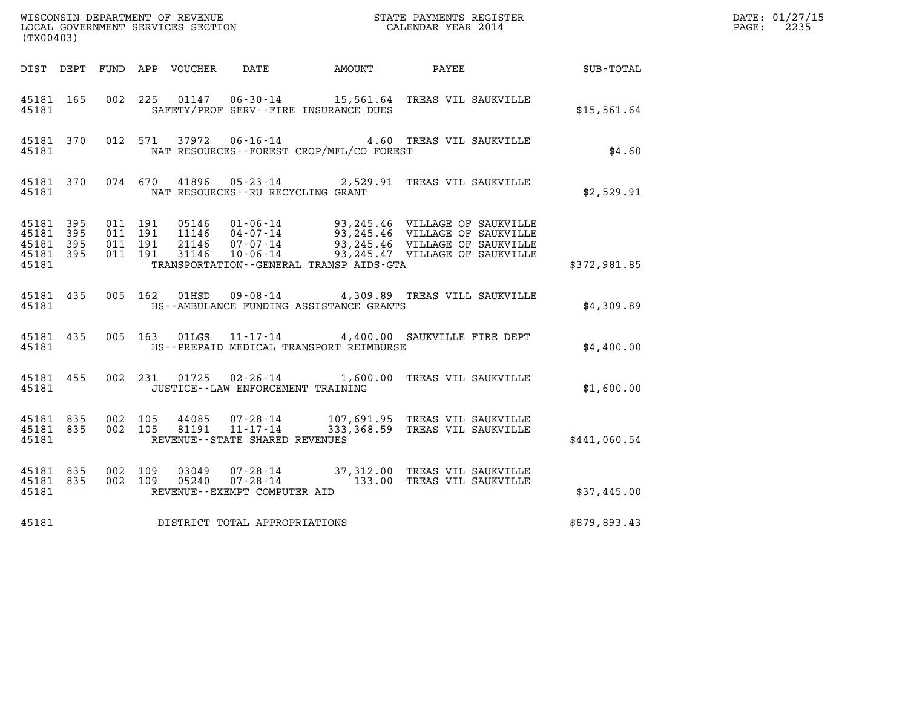WISCONSIN DEPARTMENT OF REVENUE
LOCAL GOVERNMENT SERVICES SECTION
(TX00403)

STATE PAYMENTS REGISTER
CALENDAR YEAR 2014

DATE: 01/27/15
PAGE: 2235

| DIST | DEPT | FUND | APP | VOUCHER | DATE | AMOUNT | PAYEE | SUB-TOTAL |
|---|---|---|---|---|---|---|---|---|
| 45181 | 165 | 002 | 225 | 01147 | 06-30-14 | 15,561.64 | TREAS VIL SAUKVILLE | |
| 45181 | | | | | SAFETY/PROF SERV--FIRE INSURANCE DUES | | | $15,561.64 |
| 45181 | 370 | 012 | 571 | 37972 | 06-16-14 | 4.60 | TREAS VIL SAUKVILLE | |
| 45181 | | | | | NAT RESOURCES--FOREST CROP/MFL/CO FOREST | | | $4.60 |
| 45181 | 370 | 074 | 670 | 41896 | 05-23-14 | 2,529.91 | TREAS VIL SAUKVILLE | |
| 45181 | | | | | NAT RESOURCES--RU RECYCLING GRANT | | | $2,529.91 |
| 45181 | 395 | 011 | 191 | 05146 | 01-06-14 | 93,245.46 | VILLAGE OF SAUKVILLE | |
| 45181 | 395 | 011 | 191 | 11146 | 04-07-14 | 93,245.46 | VILLAGE OF SAUKVILLE | |
| 45181 | 395 | 011 | 191 | 21146 | 07-07-14 | 93,245.46 | VILLAGE OF SAUKVILLE | |
| 45181 | 395 | 011 | 191 | 31146 | 10-06-14 | 93,245.47 | VILLAGE OF SAUKVILLE | |
| 45181 | | | | | TRANSPORTATION--GENERAL TRANSP AIDS-GTA | | | $372,981.85 |
| 45181 | 435 | 005 | 162 | 01HSD | 09-08-14 | 4,309.89 | TREAS VILL SAUKVILLE | |
| 45181 | | | | | HS--AMBULANCE FUNDING ASSISTANCE GRANTS | | | $4,309.89 |
| 45181 | 435 | 005 | 163 | 01LGS | 11-17-14 | 4,400.00 | SAUKVILLE FIRE DEPT | |
| 45181 | | | | | HS--PREPAID MEDICAL TRANSPORT REIMBURSE | | | $4,400.00 |
| 45181 | 455 | 002 | 231 | 01725 | 02-26-14 | 1,600.00 | TREAS VIL SAUKVILLE | |
| 45181 | | | | | JUSTICE--LAW ENFORCEMENT TRAINING | | | $1,600.00 |
| 45181 | 835 | 002 | 105 | 44085 | 07-28-14 | 107,691.95 | TREAS VIL SAUKVILLE | |
| 45181 | 835 | 002 | 105 | 81191 | 11-17-14 | 333,368.59 | TREAS VIL SAUKVILLE | |
| 45181 | | | | | REVENUE--STATE SHARED REVENUES | | | $441,060.54 |
| 45181 | 835 | 002 | 109 | 03049 | 07-28-14 | 37,312.00 | TREAS VIL SAUKVILLE | |
| 45181 | 835 | 002 | 109 | 05240 | 07-28-14 | 133.00 | TREAS VIL SAUKVILLE | |
| 45181 | | | | | REVENUE--EXEMPT COMPUTER AID | | | $37,445.00 |
| 45181 | | | | | DISTRICT TOTAL APPROPRIATIONS | | | $879,893.43 |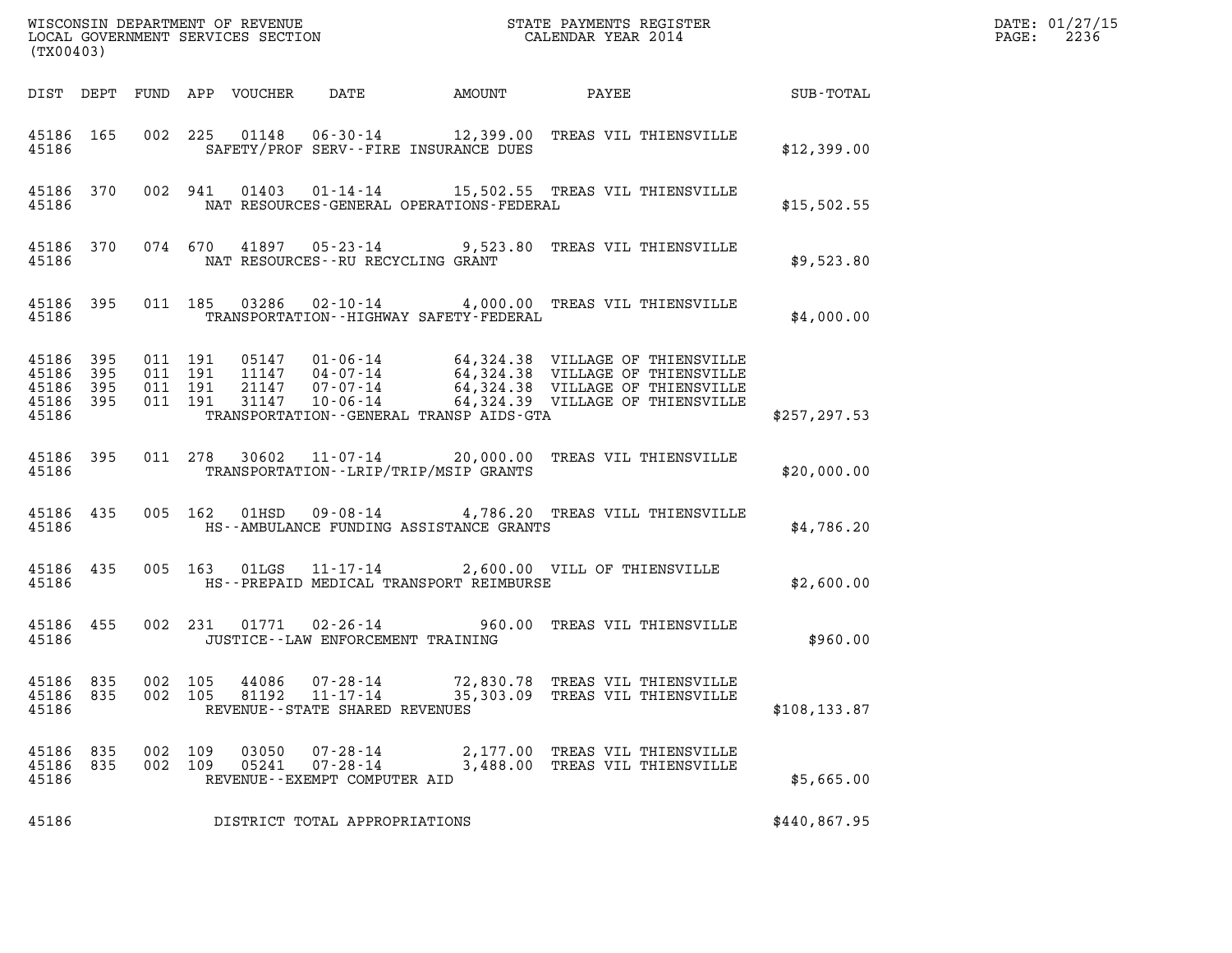WISCONSIN DEPARTMENT OF REVENUE
LOCAL GOVERNMENT SERVICES SECTION
(TX00403)

STATE PAYMENTS REGISTER
CALENDAR YEAR 2014

DATE: 01/27/15
PAGE: 2236

| DIST | DEPT | FUND | APP | VOUCHER | DATE | AMOUNT | PAYEE | SUB-TOTAL |
|---|---|---|---|---|---|---|---|---|
| 45186 | 165 | 002 | 225 | 01148 | 06-30-14 | 12,399.00 | TREAS VIL THIENSVILLE | |
| 45186 | | | | | SAFETY/PROF SERV--FIRE INSURANCE DUES | | | $12,399.00 |
| 45186 | 370 | 002 | 941 | 01403 | 01-14-14 | 15,502.55 | TREAS VIL THIENSVILLE | |
| 45186 | | | | | NAT RESOURCES-GENERAL OPERATIONS-FEDERAL | | | $15,502.55 |
| 45186 | 370 | 074 | 670 | 41897 | 05-23-14 | 9,523.80 | TREAS VIL THIENSVILLE | |
| 45186 | | | | | NAT RESOURCES--RU RECYCLING GRANT | | | $9,523.80 |
| 45186 | 395 | 011 | 185 | 03286 | 02-10-14 | 4,000.00 | TREAS VIL THIENSVILLE | |
| 45186 | | | | | TRANSPORTATION--HIGHWAY SAFETY-FEDERAL | | | $4,000.00 |
| 45186 | 395 | 011 | 191 | 05147 | 01-06-14 | 64,324.38 | VILLAGE OF THIENSVILLE | |
| 45186 | 395 | 011 | 191 | 11147 | 04-07-14 | 64,324.38 | VILLAGE OF THIENSVILLE | |
| 45186 | 395 | 011 | 191 | 21147 | 07-07-14 | 64,324.38 | VILLAGE OF THIENSVILLE | |
| 45186 | 395 | 011 | 191 | 31147 | 10-06-14 | 64,324.39 | VILLAGE OF THIENSVILLE | |
| 45186 | | | | | TRANSPORTATION--GENERAL TRANSP AIDS-GTA | | | $257,297.53 |
| 45186 | 395 | 011 | 278 | 30602 | 11-07-14 | 20,000.00 | TREAS VIL THIENSVILLE | |
| 45186 | | | | | TRANSPORTATION--LRIP/TRIP/MSIP GRANTS | | | $20,000.00 |
| 45186 | 435 | 005 | 162 | 01HSD | 09-08-14 | 4,786.20 | TREAS VILL THIENSVILLE | |
| 45186 | | | | | HS--AMBULANCE FUNDING ASSISTANCE GRANTS | | | $4,786.20 |
| 45186 | 435 | 005 | 163 | 01LGS | 11-17-14 | 2,600.00 | VILL OF THIENSVILLE | |
| 45186 | | | | | HS--PREPAID MEDICAL TRANSPORT REIMBURSE | | | $2,600.00 |
| 45186 | 455 | 002 | 231 | 01771 | 02-26-14 | 960.00 | TREAS VIL THIENSVILLE | |
| 45186 | | | | | JUSTICE--LAW ENFORCEMENT TRAINING | | | $960.00 |
| 45186 | 835 | 002 | 105 | 44086 | 07-28-14 | 72,830.78 | TREAS VIL THIENSVILLE | |
| 45186 | 835 | 002 | 105 | 81192 | 11-17-14 | 35,303.09 | TREAS VIL THIENSVILLE | |
| 45186 | | | | | REVENUE--STATE SHARED REVENUES | | | $108,133.87 |
| 45186 | 835 | 002 | 109 | 03050 | 07-28-14 | 2,177.00 | TREAS VIL THIENSVILLE | |
| 45186 | 835 | 002 | 109 | 05241 | 07-28-14 | 3,488.00 | TREAS VIL THIENSVILLE | |
| 45186 | | | | | REVENUE--EXEMPT COMPUTER AID | | | $5,665.00 |
| 45186 | | | | | DISTRICT TOTAL APPROPRIATIONS | | | $440,867.95 |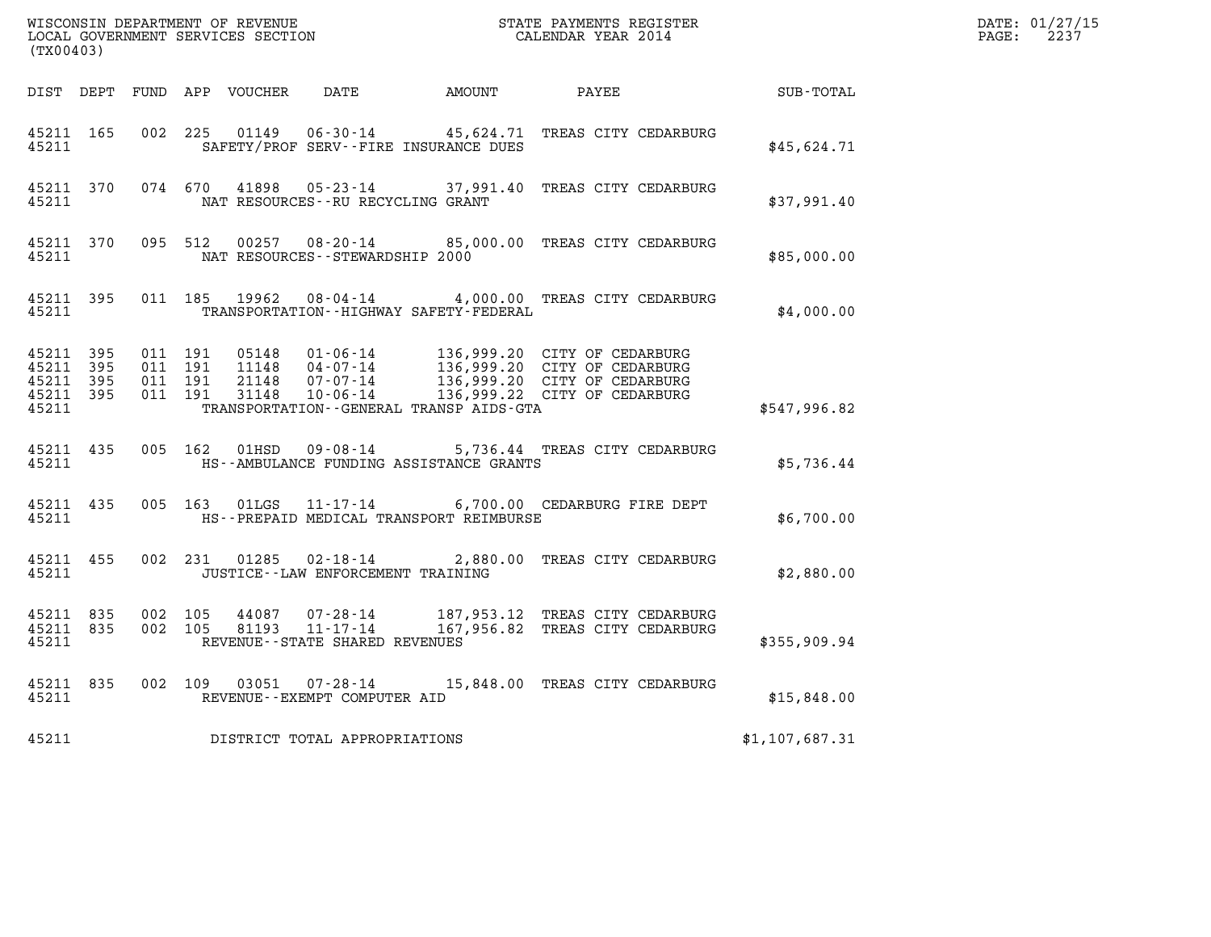WISCONSIN DEPARTMENT OF REVENUE
LOCAL GOVERNMENT SERVICES SECTION
(TX00403)

STATE PAYMENTS REGISTER
CALENDAR YEAR 2014

DATE: 01/27/15
PAGE: 2237

| DIST | DEPT | FUND | APP | VOUCHER | DATE | AMOUNT | PAYEE | SUB-TOTAL |
|---|---|---|---|---|---|---|---|---|
| 45211 | 165 | 002 | 225 | 01149 | 06-30-14 | 45,624.71 | TREAS CITY CEDARBURG | |
| 45211 | | | | SAFETY/PROF SERV--FIRE INSURANCE DUES | | | | $45,624.71 |
| 45211 | 370 | 074 | 670 | 41898 | 05-23-14 | 37,991.40 | TREAS CITY CEDARBURG | |
| 45211 | | | | NAT RESOURCES--RU RECYCLING GRANT | | | | $37,991.40 |
| 45211 | 370 | 095 | 512 | 00257 | 08-20-14 | 85,000.00 | TREAS CITY CEDARBURG | |
| 45211 | | | | NAT RESOURCES--STEWARDSHIP 2000 | | | | $85,000.00 |
| 45211 | 395 | 011 | 185 | 19962 | 08-04-14 | 4,000.00 | TREAS CITY CEDARBURG | |
| 45211 | | | | TRANSPORTATION--HIGHWAY SAFETY-FEDERAL | | | | $4,000.00 |
| 45211 | 395 | 011 | 191 | 05148 | 01-06-14 | 136,999.20 | CITY OF CEDARBURG | |
| 45211 | 395 | 011 | 191 | 11148 | 04-07-14 | 136,999.20 | CITY OF CEDARBURG | |
| 45211 | 395 | 011 | 191 | 21148 | 07-07-14 | 136,999.20 | CITY OF CEDARBURG | |
| 45211 | 395 | 011 | 191 | 31148 | 10-06-14 | 136,999.22 | CITY OF CEDARBURG | |
| 45211 | | | | TRANSPORTATION--GENERAL TRANSP AIDS-GTA | | | | $547,996.82 |
| 45211 | 435 | 005 | 162 | 01HSD | 09-08-14 | 5,736.44 | TREAS CITY CEDARBURG | |
| 45211 | | | | HS--AMBULANCE FUNDING ASSISTANCE GRANTS | | | | $5,736.44 |
| 45211 | 435 | 005 | 163 | 01LGS | 11-17-14 | 6,700.00 | CEDARBURG FIRE DEPT | |
| 45211 | | | | HS--PREPAID MEDICAL TRANSPORT REIMBURSE | | | | $6,700.00 |
| 45211 | 455 | 002 | 231 | 01285 | 02-18-14 | 2,880.00 | TREAS CITY CEDARBURG | |
| 45211 | | | | JUSTICE--LAW ENFORCEMENT TRAINING | | | | $2,880.00 |
| 45211 | 835 | 002 | 105 | 44087 | 07-28-14 | 187,953.12 | TREAS CITY CEDARBURG | |
| 45211 | 835 | 002 | 105 | 81193 | 11-17-14 | 167,956.82 | TREAS CITY CEDARBURG | |
| 45211 | | | | REVENUE--STATE SHARED REVENUES | | | | $355,909.94 |
| 45211 | 835 | 002 | 109 | 03051 | 07-28-14 | 15,848.00 | TREAS CITY CEDARBURG | |
| 45211 | | | | REVENUE--EXEMPT COMPUTER AID | | | | $15,848.00 |
| 45211 | | | | DISTRICT TOTAL APPROPRIATIONS | | | | $1,107,687.31 |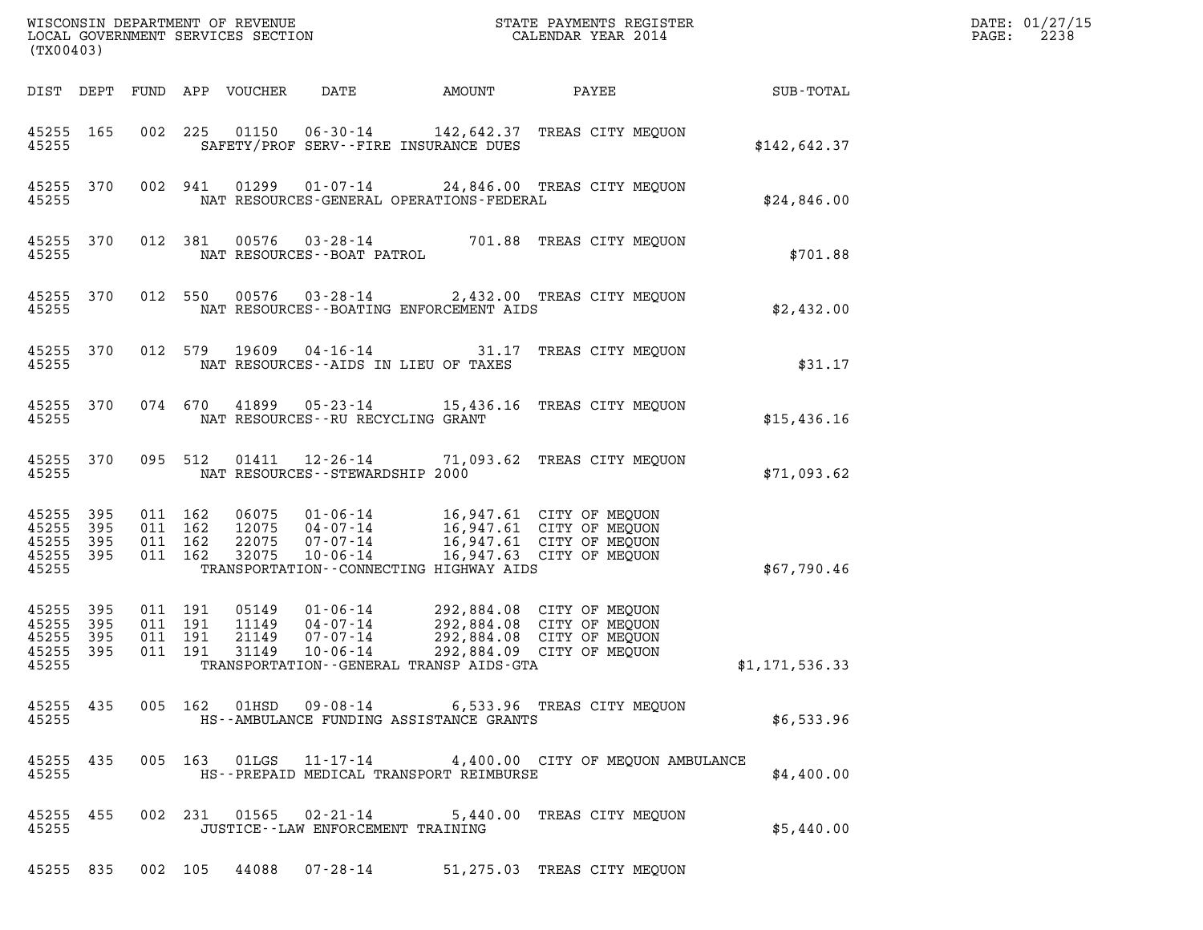WISCONSIN DEPARTMENT OF REVENUE
LOCAL GOVERNMENT SERVICES SECTION
(TX00403)

STATE PAYMENTS REGISTER
CALENDAR YEAR 2014

DATE: 01/27/15
PAGE: 2238

| DIST | DEPT | FUND | APP | VOUCHER | DATE | AMOUNT | PAYEE | SUB-TOTAL |
|---|---|---|---|---|---|---|---|---|
| 45255 | 165 | 002 | 225 | 01150 | 06-30-14 | 142,642.37 | TREAS CITY MEQUON | |
| 45255 | | | | | SAFETY/PROF SERV--FIRE INSURANCE DUES | | | $142,642.37 |
| 45255 | 370 | 002 | 941 | 01299 | 01-07-14 | 24,846.00 | TREAS CITY MEQUON | |
| 45255 | | | | | NAT RESOURCES-GENERAL OPERATIONS-FEDERAL | | | $24,846.00 |
| 45255 | 370 | 012 | 381 | 00576 | 03-28-14 | 701.88 | TREAS CITY MEQUON | |
| 45255 | | | | | NAT RESOURCES--BOAT PATROL | | | $701.88 |
| 45255 | 370 | 012 | 550 | 00576 | 03-28-14 | 2,432.00 | TREAS CITY MEQUON | |
| 45255 | | | | | NAT RESOURCES--BOATING ENFORCEMENT AIDS | | | $2,432.00 |
| 45255 | 370 | 012 | 579 | 19609 | 04-16-14 | 31.17 | TREAS CITY MEQUON | |
| 45255 | | | | | NAT RESOURCES--AIDS IN LIEU OF TAXES | | | $31.17 |
| 45255 | 370 | 074 | 670 | 41899 | 05-23-14 | 15,436.16 | TREAS CITY MEQUON | |
| 45255 | | | | | NAT RESOURCES--RU RECYCLING GRANT | | | $15,436.16 |
| 45255 | 370 | 095 | 512 | 01411 | 12-26-14 | 71,093.62 | TREAS CITY MEQUON | |
| 45255 | | | | | NAT RESOURCES--STEWARDSHIP 2000 | | | $71,093.62 |
| 45255 | 395 | 011 | 162 | 06075 | 01-06-14 | 16,947.61 | CITY OF MEQUON | |
| 45255 | 395 | 011 | 162 | 12075 | 04-07-14 | 16,947.61 | CITY OF MEQUON | |
| 45255 | 395 | 011 | 162 | 22075 | 07-07-14 | 16,947.61 | CITY OF MEQUON | |
| 45255 | 395 | 011 | 162 | 32075 | 10-06-14 | 16,947.63 | CITY OF MEQUON | |
| 45255 | | | | | TRANSPORTATION--CONNECTING HIGHWAY AIDS | | | $67,790.46 |
| 45255 | 395 | 011 | 191 | 05149 | 01-06-14 | 292,884.08 | CITY OF MEQUON | |
| 45255 | 395 | 011 | 191 | 11149 | 04-07-14 | 292,884.08 | CITY OF MEQUON | |
| 45255 | 395 | 011 | 191 | 21149 | 07-07-14 | 292,884.08 | CITY OF MEQUON | |
| 45255 | 395 | 011 | 191 | 31149 | 10-06-14 | 292,884.09 | CITY OF MEQUON | |
| 45255 | | | | | TRANSPORTATION--GENERAL TRANSP AIDS-GTA | | | $1,171,536.33 |
| 45255 | 435 | 005 | 162 | 01HSD | 09-08-14 | 6,533.96 | TREAS CITY MEQUON | |
| 45255 | | | | | HS--AMBULANCE FUNDING ASSISTANCE GRANTS | | | $6,533.96 |
| 45255 | 435 | 005 | 163 | 01LGS | 11-17-14 | 4,400.00 | CITY OF MEQUON AMBULANCE | |
| 45255 | | | | | HS--PREPAID MEDICAL TRANSPORT REIMBURSE | | | $4,400.00 |
| 45255 | 455 | 002 | 231 | 01565 | 02-21-14 | 5,440.00 | TREAS CITY MEQUON | |
| 45255 | | | | | JUSTICE--LAW ENFORCEMENT TRAINING | | | $5,440.00 |
| 45255 | 835 | 002 | 105 | 44088 | 07-28-14 | 51,275.03 | TREAS CITY MEQUON | |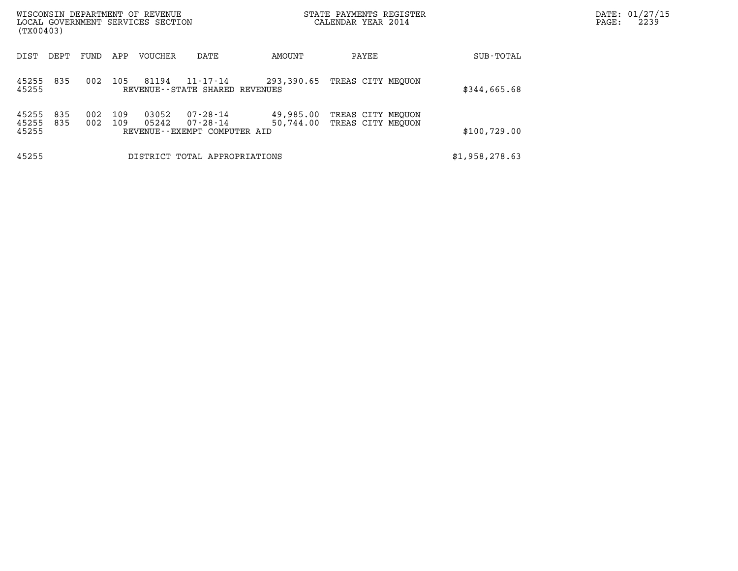| DIST | DEPT | FUND | APP | VOUCHER | DATE | AMOUNT | PAYEE | SUB-TOTAL |
|---|---|---|---|---|---|---|---|---|
| 45255 | 835 | 002 | 105 | 81194 | 11-17-14 | 293,390.65 | TREAS CITY MEQUON | |
| 45255 | | | | REVENUE--STATE SHARED REVENUES | | | | $344,665.68 |
| 45255 | 835 | 002 | 109 | 03052 | 07-28-14 | 49,985.00 | TREAS CITY MEQUON | |
| 45255 | 835 | 002 | 109 | 05242 | 07-28-14 | 50,744.00 | TREAS CITY MEQUON | |
| 45255 | | | | REVENUE--EXEMPT COMPUTER AID | | | | $100,729.00 |
| 45255 | | | | DISTRICT TOTAL APPROPRIATIONS | | | | $1,958,278.63 |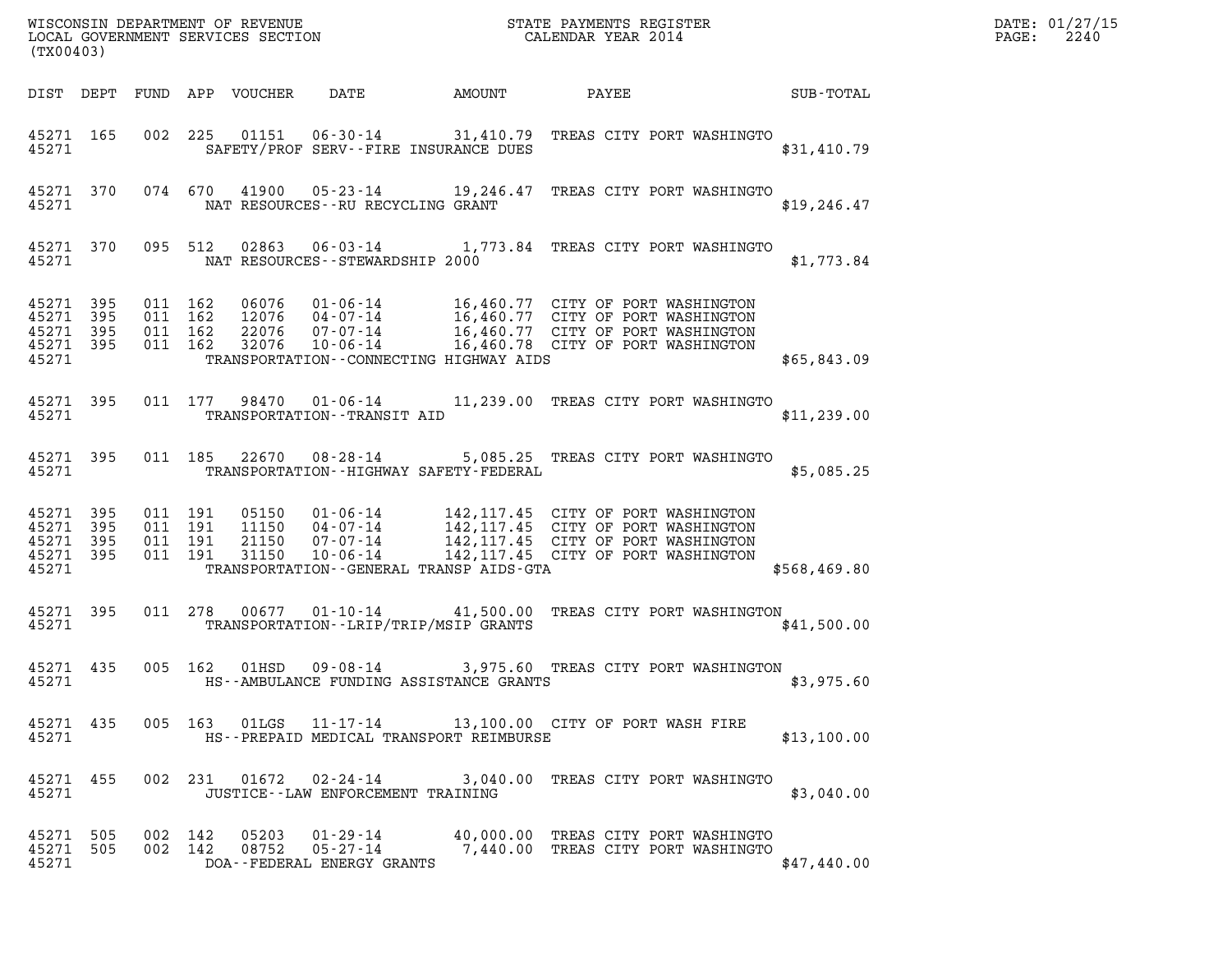WISCONSIN DEPARTMENT OF REVENUE
LOCAL GOVERNMENT SERVICES SECTION
(TX00403)

STATE PAYMENTS REGISTER
CALENDAR YEAR 2014

DATE: 01/27/15
PAGE: 2240

| DIST | DEPT | FUND | APP | VOUCHER | DATE | AMOUNT | PAYEE | SUB-TOTAL |
|---|---|---|---|---|---|---|---|---|
| 45271 | 165 | 002 | 225 | 01151 | 06-30-14 | 31,410.79 | TREAS CITY PORT WASHINGTO | |
| 45271 | | | | SAFETY/PROF SERV--FIRE INSURANCE DUES | | | | $31,410.79 |
| 45271 | 370 | 074 | 670 | 41900 | 05-23-14 | 19,246.47 | TREAS CITY PORT WASHINGTO | |
| 45271 | | | | NAT RESOURCES--RU RECYCLING GRANT | | | | $19,246.47 |
| 45271 | 370 | 095 | 512 | 02863 | 06-03-14 | 1,773.84 | TREAS CITY PORT WASHINGTO | |
| 45271 | | | | NAT RESOURCES--STEWARDSHIP 2000 | | | | $1,773.84 |
| 45271 | 395 | 011 | 162 | 06076 | 01-06-14 | 16,460.77 | CITY OF PORT WASHINGTON | |
| 45271 | 395 | 011 | 162 | 12076 | 04-07-14 | 16,460.77 | CITY OF PORT WASHINGTON | |
| 45271 | 395 | 011 | 162 | 22076 | 07-07-14 | 16,460.77 | CITY OF PORT WASHINGTON | |
| 45271 | 395 | 011 | 162 | 32076 | 10-06-14 | 16,460.78 | CITY OF PORT WASHINGTON | |
| 45271 | | | | TRANSPORTATION--CONNECTING HIGHWAY AIDS | | | | $65,843.09 |
| 45271 | 395 | 011 | 177 | 98470 | 01-06-14 | 11,239.00 | TREAS CITY PORT WASHINGTO | |
| 45271 | | | | TRANSPORTATION--TRANSIT AID | | | | $11,239.00 |
| 45271 | 395 | 011 | 185 | 22670 | 08-28-14 | 5,085.25 | TREAS CITY PORT WASHINGTO | |
| 45271 | | | | TRANSPORTATION--HIGHWAY SAFETY-FEDERAL | | | | $5,085.25 |
| 45271 | 395 | 011 | 191 | 05150 | 01-06-14 | 142,117.45 | CITY OF PORT WASHINGTON | |
| 45271 | 395 | 011 | 191 | 11150 | 04-07-14 | 142,117.45 | CITY OF PORT WASHINGTON | |
| 45271 | 395 | 011 | 191 | 21150 | 07-07-14 | 142,117.45 | CITY OF PORT WASHINGTON | |
| 45271 | 395 | 011 | 191 | 31150 | 10-06-14 | 142,117.45 | CITY OF PORT WASHINGTON | |
| 45271 | | | | TRANSPORTATION--GENERAL TRANSP AIDS-GTA | | | | $568,469.80 |
| 45271 | 395 | 011 | 278 | 00677 | 01-10-14 | 41,500.00 | TREAS CITY PORT WASHINGTON | |
| 45271 | | | | TRANSPORTATION--LRIP/TRIP/MSIP GRANTS | | | | $41,500.00 |
| 45271 | 435 | 005 | 162 | 01HSD | 09-08-14 | 3,975.60 | TREAS CITY PORT WASHINGTON | |
| 45271 | | | | HS--AMBULANCE FUNDING ASSISTANCE GRANTS | | | | $3,975.60 |
| 45271 | 435 | 005 | 163 | 01LGS | 11-17-14 | 13,100.00 | CITY OF PORT WASH FIRE | |
| 45271 | | | | HS--PREPAID MEDICAL TRANSPORT REIMBURSE | | | | $13,100.00 |
| 45271 | 455 | 002 | 231 | 01672 | 02-24-14 | 3,040.00 | TREAS CITY PORT WASHINGTO | |
| 45271 | | | | JUSTICE--LAW ENFORCEMENT TRAINING | | | | $3,040.00 |
| 45271 | 505 | 002 | 142 | 05203 | 01-29-14 | 40,000.00 | TREAS CITY PORT WASHINGTO | |
| 45271 | 505 | 002 | 142 | 08752 | 05-27-14 | 7,440.00 | TREAS CITY PORT WASHINGTO | |
| 45271 | | | | DOA--FEDERAL ENERGY GRANTS | | | | $47,440.00 |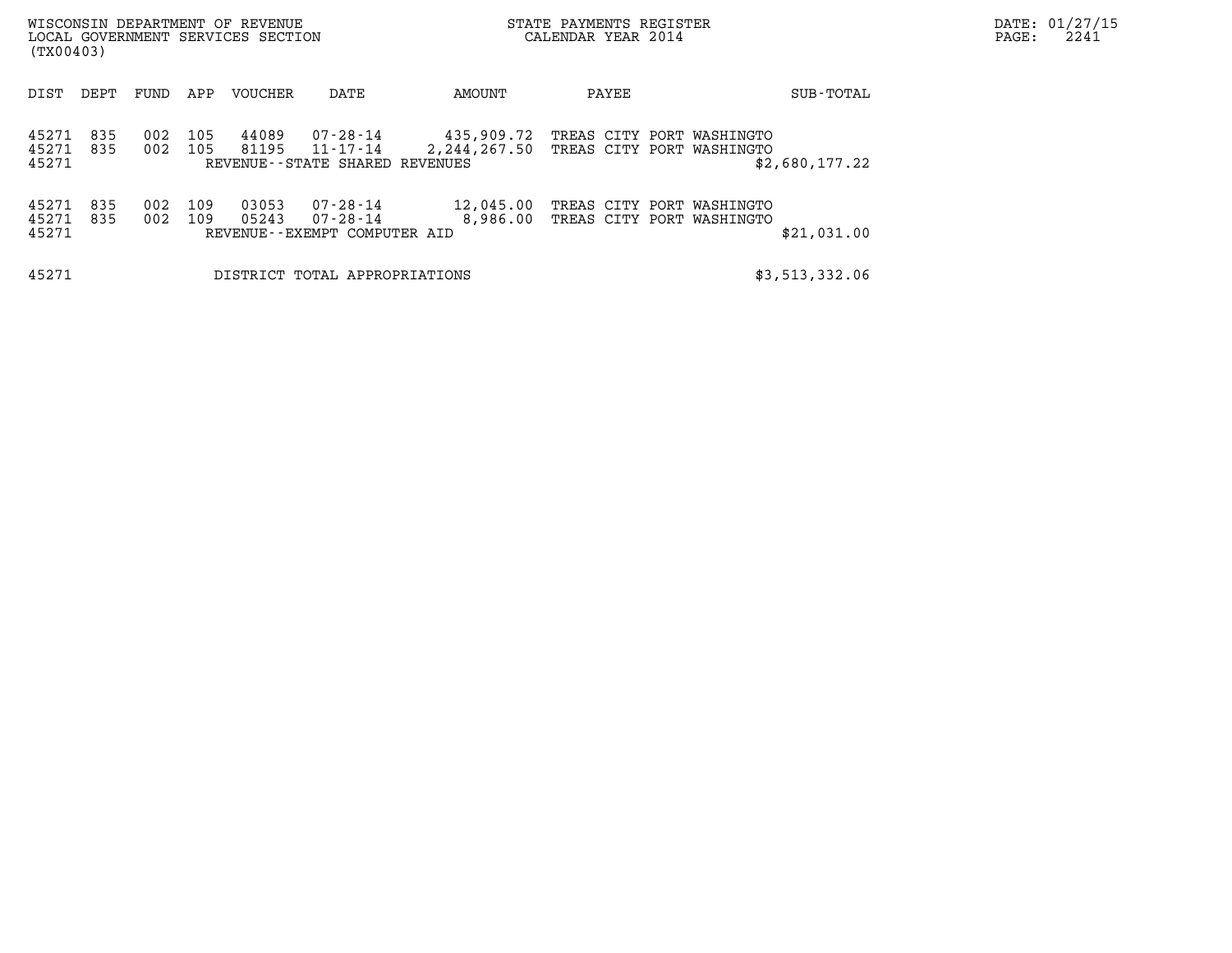WISCONSIN DEPARTMENT OF REVENUE
LOCAL GOVERNMENT SERVICES SECTION
(TX00403)

STATE PAYMENTS REGISTER
CALENDAR YEAR 2014

DATE: 01/27/15
PAGE: 2241

| DIST | DEPT | FUND | APP | VOUCHER | DATE | AMOUNT | PAYEE | SUB-TOTAL |
|---|---|---|---|---|---|---|---|---|
| 45271 | 835 | 002 | 105 | 44089 | 07-28-14 | 435,909.72 | TREAS CITY PORT WASHINGTO | |
| 45271 | 835 | 002 | 105 | 81195 | 11-17-14 | 2,244,267.50 | TREAS CITY PORT WASHINGTO | |
| 45271 | | | | REVENUE--STATE SHARED REVENUES | | | | $2,680,177.22 |
| 45271 | 835 | 002 | 109 | 03053 | 07-28-14 | 12,045.00 | TREAS CITY PORT WASHINGTO | |
| 45271 | 835 | 002 | 109 | 05243 | 07-28-14 | 8,986.00 | TREAS CITY PORT WASHINGTO | |
| 45271 | | | | REVENUE--EXEMPT COMPUTER AID | | | | $21,031.00 |
| 45271 | | | | DISTRICT TOTAL APPROPRIATIONS | | | | $3,513,332.06 |